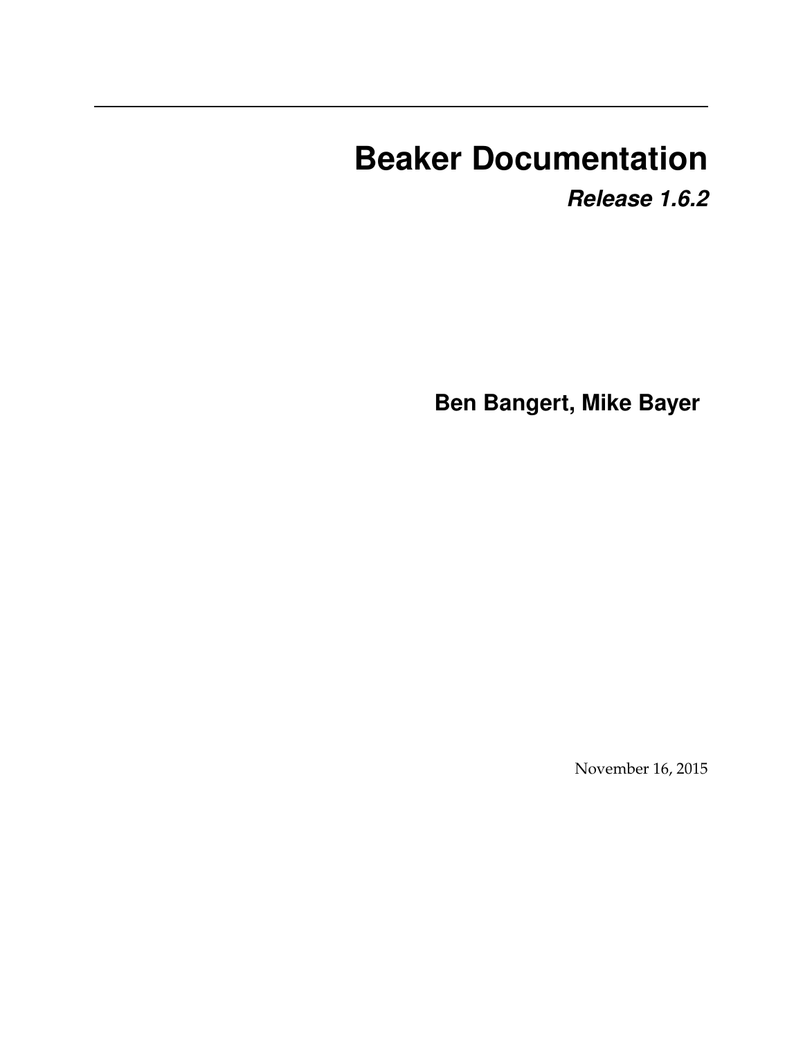# Beaker Documentation

***Release 1.6.2***

**Ben Bangert, Mike Bayer**

November 16, 2015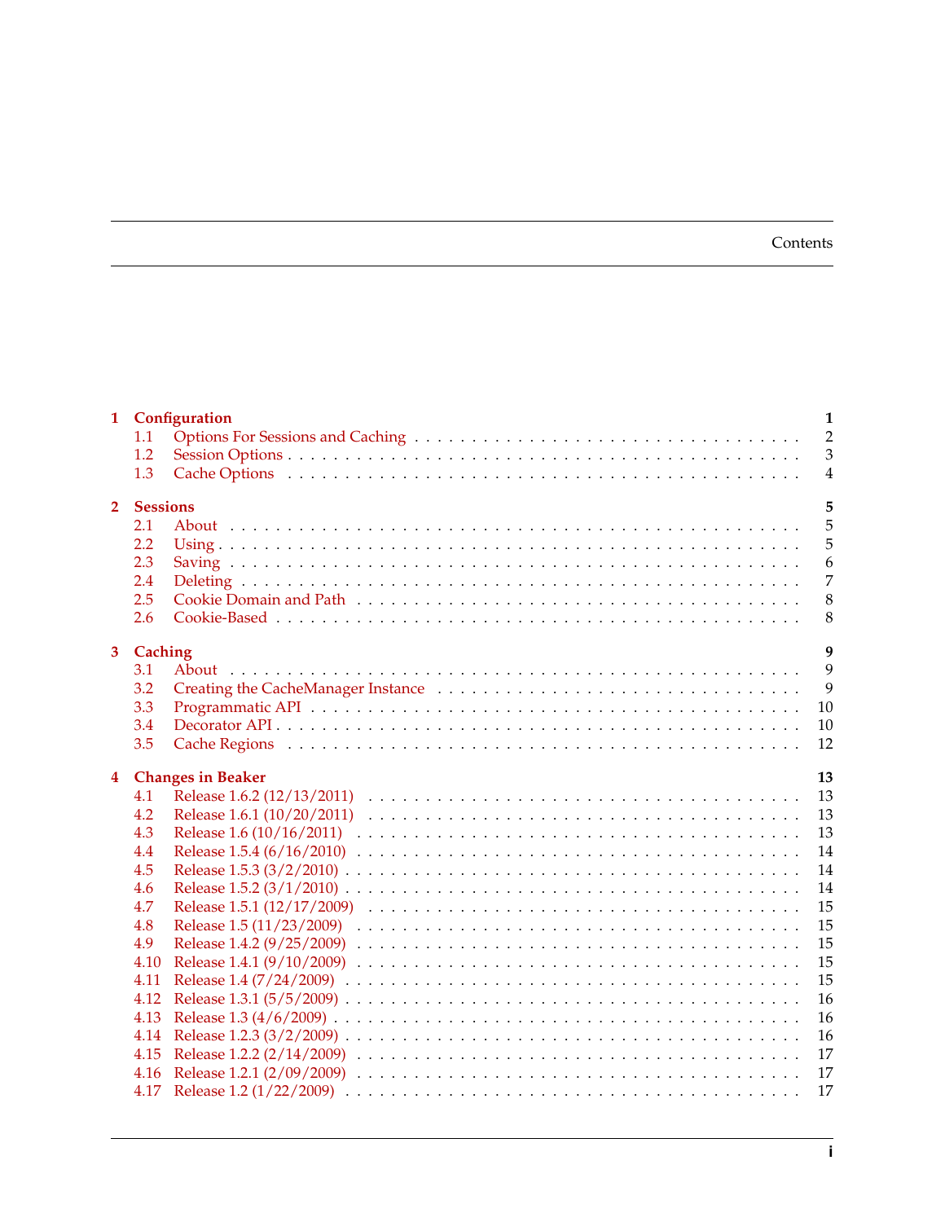# Contents

- **1 Configuration** — 1
  - 1.1 Options For Sessions and Caching — 2
  - 1.2 Session Options — 3
  - 1.3 Cache Options — 4
- **2 Sessions** — 5
  - 2.1 About — 5
  - 2.2 Using — 5
  - 2.3 Saving — 6
  - 2.4 Deleting — 7
  - 2.5 Cookie Domain and Path — 8
  - 2.6 Cookie-Based — 8
- **3 Caching** — 9
  - 3.1 About — 9
  - 3.2 Creating the CacheManager Instance — 9
  - 3.3 Programmatic API — 10
  - 3.4 Decorator API — 10
  - 3.5 Cache Regions — 12
- **4 Changes in Beaker** — 13
  - 4.1 Release 1.6.2 (12/13/2011) — 13
  - 4.2 Release 1.6.1 (10/20/2011) — 13
  - 4.3 Release 1.6 (10/16/2011) — 13
  - 4.4 Release 1.5.4 (6/16/2010) — 14
  - 4.5 Release 1.5.3 (3/2/2010) — 14
  - 4.6 Release 1.5.2 (3/1/2010) — 14
  - 4.7 Release 1.5.1 (12/17/2009) — 15
  - 4.8 Release 1.5 (11/23/2009) — 15
  - 4.9 Release 1.4.2 (9/25/2009) — 15
  - 4.10 Release 1.4.1 (9/10/2009) — 15
  - 4.11 Release 1.4 (7/24/2009) — 15
  - 4.12 Release 1.3.1 (5/5/2009) — 16
  - 4.13 Release 1.3 (4/6/2009) — 16
  - 4.14 Release 1.2.3 (3/2/2009) — 16
  - 4.15 Release 1.2.2 (2/14/2009) — 17
  - 4.16 Release 1.2.1 (2/09/2009) — 17
  - 4.17 Release 1.2 (1/22/2009) — 17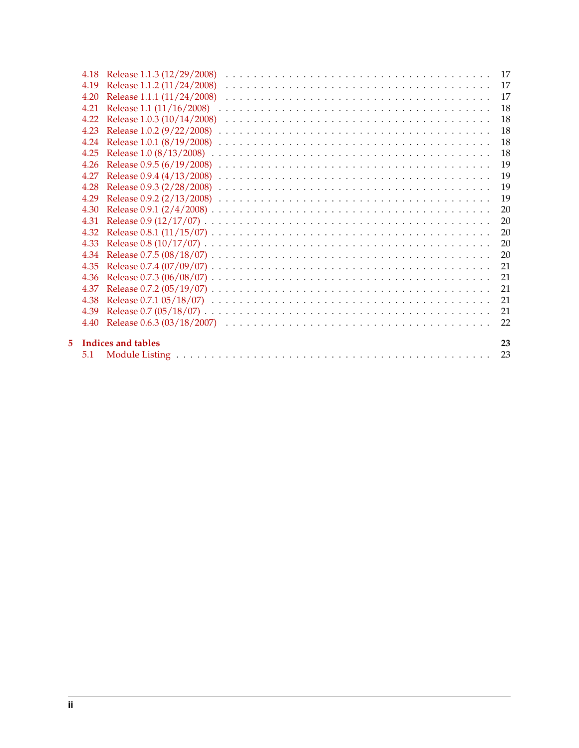- 4.18 Release 1.1.3 (12/29/2008) . . . . . 17
- 4.19 Release 1.1.2 (11/24/2008) . . . . . 17
- 4.20 Release 1.1.1 (11/24/2008) . . . . . 17
- 4.21 Release 1.1 (11/16/2008) . . . . . 18
- 4.22 Release 1.0.3 (10/14/2008) . . . . . 18
- 4.23 Release 1.0.2 (9/22/2008) . . . . . 18
- 4.24 Release 1.0.1 (8/19/2008) . . . . . 18
- 4.25 Release 1.0 (8/13/2008) . . . . . 18
- 4.26 Release 0.9.5 (6/19/2008) . . . . . 19
- 4.27 Release 0.9.4 (4/13/2008) . . . . . 19
- 4.28 Release 0.9.3 (2/28/2008) . . . . . 19
- 4.29 Release 0.9.2 (2/13/2008) . . . . . 19
- 4.30 Release 0.9.1 (2/4/2008) . . . . . 20
- 4.31 Release 0.9 (12/17/07) . . . . . 20
- 4.32 Release 0.8.1 (11/15/07) . . . . . 20
- 4.33 Release 0.8 (10/17/07) . . . . . 20
- 4.34 Release 0.7.5 (08/18/07) . . . . . 20
- 4.35 Release 0.7.4 (07/09/07) . . . . . 21
- 4.36 Release 0.7.3 (06/08/07) . . . . . 21
- 4.37 Release 0.7.2 (05/19/07) . . . . . 21
- 4.38 Release 0.7.1 05/18/07) . . . . . 21
- 4.39 Release 0.7 (05/18/07) . . . . . 21
- 4.40 Release 0.6.3 (03/18/2007) . . . . . 22

**5 Indices and tables** **23**

- 5.1 Module Listing . . . . . 23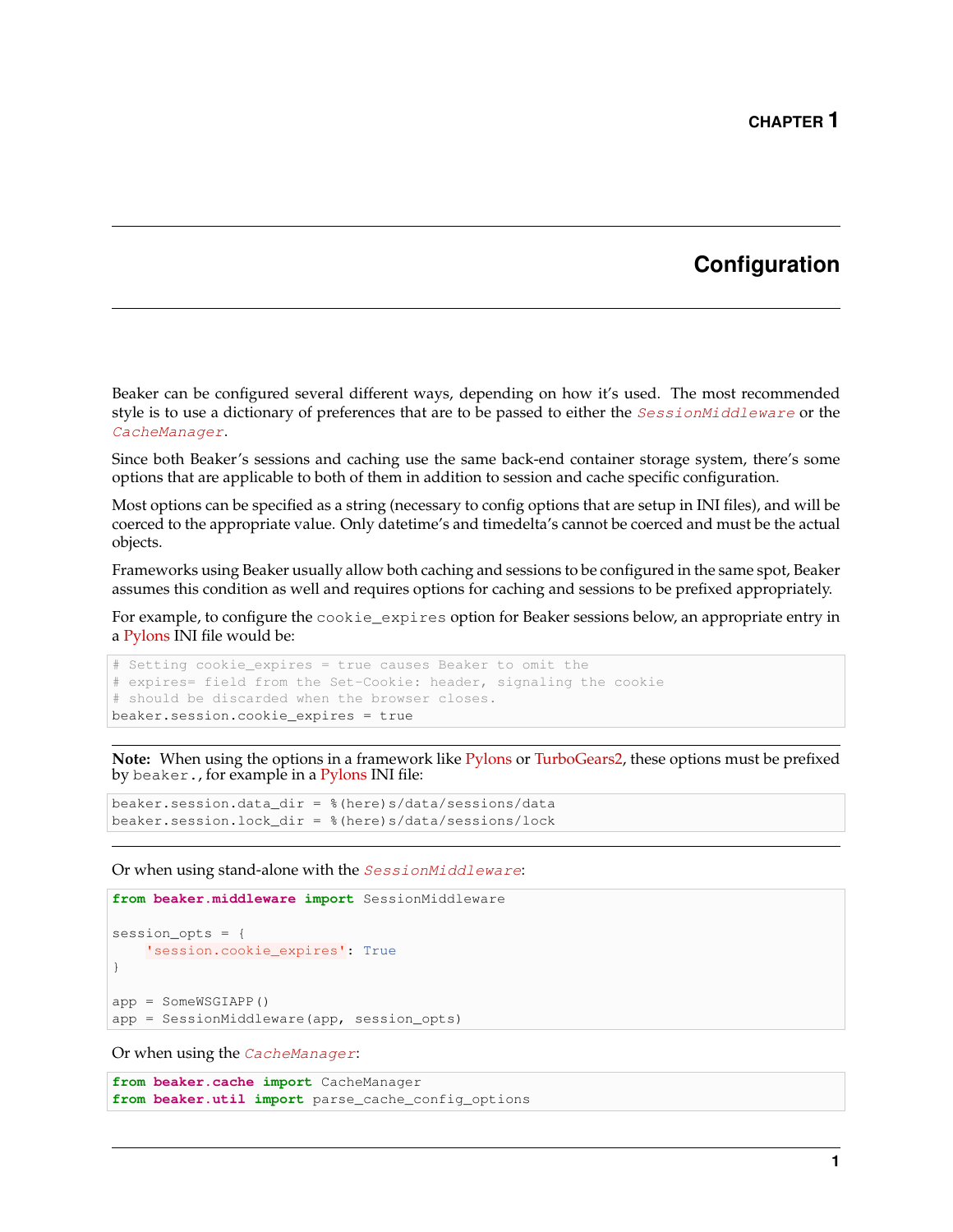# CHAPTER 1

# Configuration

Beaker can be configured several different ways, depending on how it's used. The most recommended style is to use a dictionary of preferences that are to be passed to either the `SessionMiddleware` or the `CacheManager`.

Since both Beaker's sessions and caching use the same back-end container storage system, there's some options that are applicable to both of them in addition to session and cache specific configuration.

Most options can be specified as a string (necessary to config options that are setup in INI files), and will be coerced to the appropriate value. Only datetime's and timedelta's cannot be coerced and must be the actual objects.

Frameworks using Beaker usually allow both caching and sessions to be configured in the same spot, Beaker assumes this condition as well and requires options for caching and sessions to be prefixed appropriately.

For example, to configure the `cookie_expires` option for Beaker sessions below, an appropriate entry in a Pylons INI file would be:

```
# Setting cookie_expires = true causes Beaker to omit the
# expires= field from the Set-Cookie: header, signaling the cookie
# should be discarded when the browser closes.
beaker.session.cookie_expires = true
```

**Note:** When using the options in a framework like Pylons or TurboGears2, these options must be prefixed by `beaker.`, for example in a Pylons INI file:

```
beaker.session.data_dir = %(here)s/data/sessions/data
beaker.session.lock_dir = %(here)s/data/sessions/lock
```

Or when using stand-alone with the `SessionMiddleware`:

```python
from beaker.middleware import SessionMiddleware

session_opts = {
    'session.cookie_expires': True
}

app = SomeWSGIAPP()
app = SessionMiddleware(app, session_opts)
```

Or when using the `CacheManager`:

```python
from beaker.cache import CacheManager
from beaker.util import parse_cache_config_options
```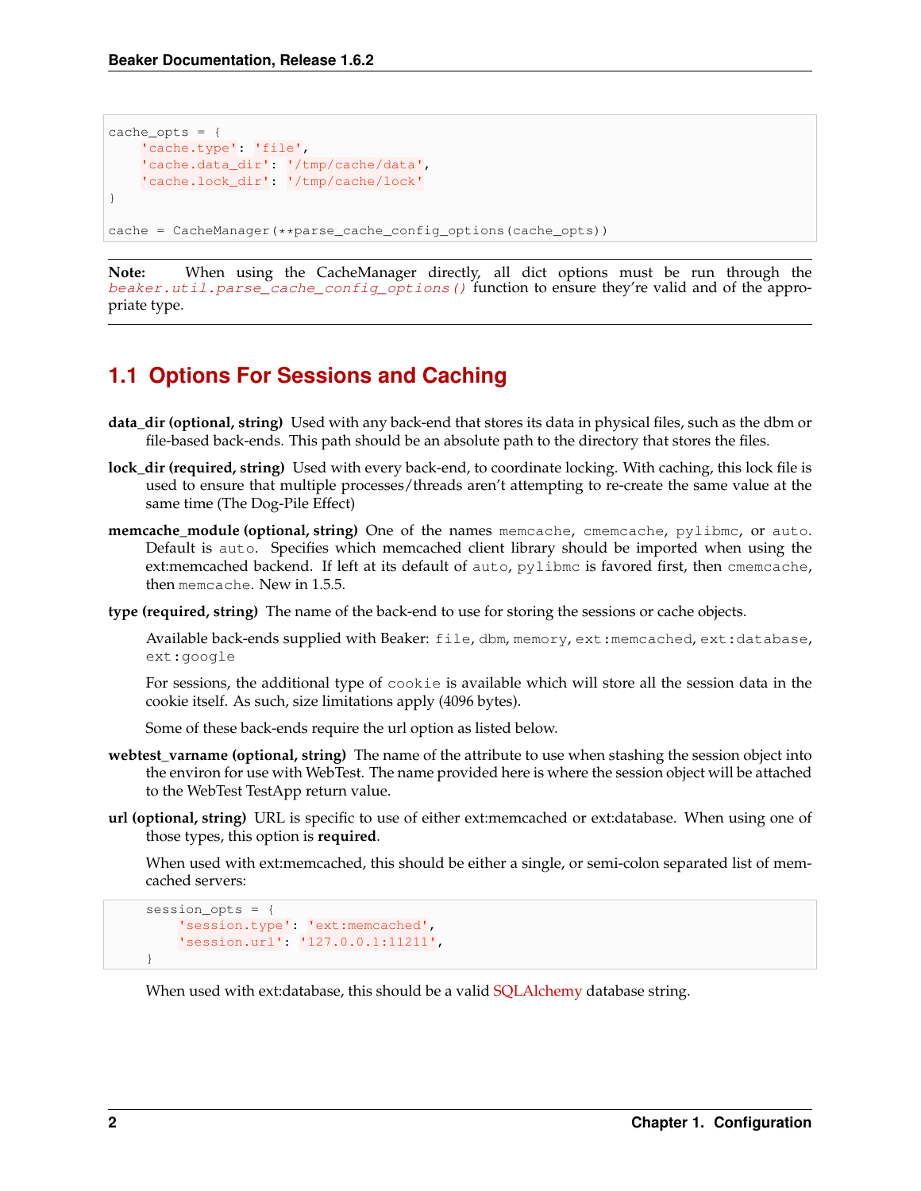```
cache_opts = {
    'cache.type': 'file',
    'cache.data_dir': '/tmp/cache/data',
    'cache.lock_dir': '/tmp/cache/lock'
}

cache = CacheManager(**parse_cache_config_options(cache_opts))
```

**Note:** When using the CacheManager directly, all dict options must be run through the `beaker.util.parse_cache_config_options()` function to ensure they're valid and of the appropriate type.

## 1.1 Options For Sessions and Caching

**data_dir (optional, string)** Used with any back-end that stores its data in physical files, such as the dbm or file-based back-ends. This path should be an absolute path to the directory that stores the files.

**lock_dir (required, string)** Used with every back-end, to coordinate locking. With caching, this lock file is used to ensure that multiple processes/threads aren't attempting to re-create the same value at the same time (The Dog-Pile Effect)

**memcache_module (optional, string)** One of the names `memcache`, `cmemcache`, `pylibmc`, or `auto`. Default is `auto`. Specifies which memcached client library should be imported when using the ext:memcached backend. If left at its default of `auto`, `pylibmc` is favored first, then `cmemcache`, then `memcache`. New in 1.5.5.

**type (required, string)** The name of the back-end to use for storing the sessions or cache objects.

Available back-ends supplied with Beaker: `file`, `dbm`, `memory`, `ext:memcached`, `ext:database`, `ext:google`

For sessions, the additional type of `cookie` is available which will store all the session data in the cookie itself. As such, size limitations apply (4096 bytes).

Some of these back-ends require the url option as listed below.

**webtest_varname (optional, string)** The name of the attribute to use when stashing the session object into the environ for use with WebTest. The name provided here is where the session object will be attached to the WebTest TestApp return value.

**url (optional, string)** URL is specific to use of either ext:memcached or ext:database. When using one of those types, this option is **required**.

When used with ext:memcached, this should be either a single, or semi-colon separated list of memcached servers:

```
session_opts = {
    'session.type': 'ext:memcached',
    'session.url': '127.0.0.1:11211',
}
```

When used with ext:database, this should be a valid SQLAlchemy database string.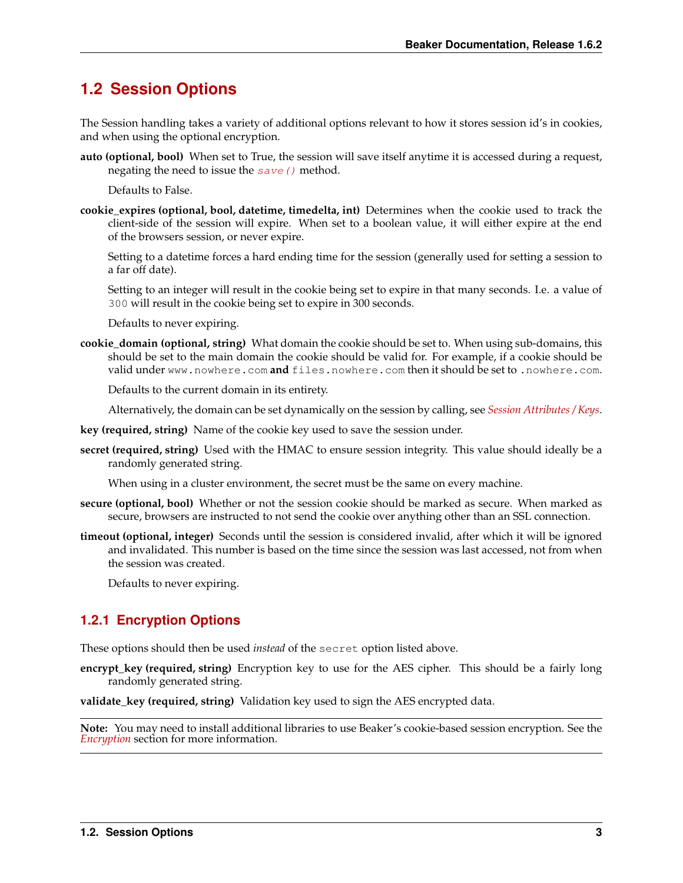## 1.2 Session Options

The Session handling takes a variety of additional options relevant to how it stores session id's in cookies, and when using the optional encryption.

**auto (optional, bool)** When set to True, the session will save itself anytime it is accessed during a request, negating the need to issue the *save()* method.

Defaults to False.

**cookie_expires (optional, bool, datetime, timedelta, int)** Determines when the cookie used to track the client-side of the session will expire. When set to a boolean value, it will either expire at the end of the browsers session, or never expire.

Setting to a datetime forces a hard ending time for the session (generally used for setting a session to a far off date).

Setting to an integer will result in the cookie being set to expire in that many seconds. I.e. a value of `300` will result in the cookie being set to expire in 300 seconds.

Defaults to never expiring.

**cookie_domain (optional, string)** What domain the cookie should be set to. When using sub-domains, this should be set to the main domain the cookie should be valid for. For example, if a cookie should be valid under `www.nowhere.com` **and** `files.nowhere.com` then it should be set to `.nowhere.com`.

Defaults to the current domain in its entirety.

Alternatively, the domain can be set dynamically on the session by calling, see *Session Attributes / Keys*.

**key (required, string)** Name of the cookie key used to save the session under.

**secret (required, string)** Used with the HMAC to ensure session integrity. This value should ideally be a randomly generated string.

When using in a cluster environment, the secret must be the same on every machine.

**secure (optional, bool)** Whether or not the session cookie should be marked as secure. When marked as secure, browsers are instructed to not send the cookie over anything other than an SSL connection.

**timeout (optional, integer)** Seconds until the session is considered invalid, after which it will be ignored and invalidated. This number is based on the time since the session was last accessed, not from when the session was created.

Defaults to never expiring.

### 1.2.1 Encryption Options

These options should then be used *instead* of the `secret` option listed above.

**encrypt_key (required, string)** Encryption key to use for the AES cipher. This should be a fairly long randomly generated string.

**validate_key (required, string)** Validation key used to sign the AES encrypted data.

**Note:** You may need to install additional libraries to use Beaker's cookie-based session encryption. See the *Encryption* section for more information.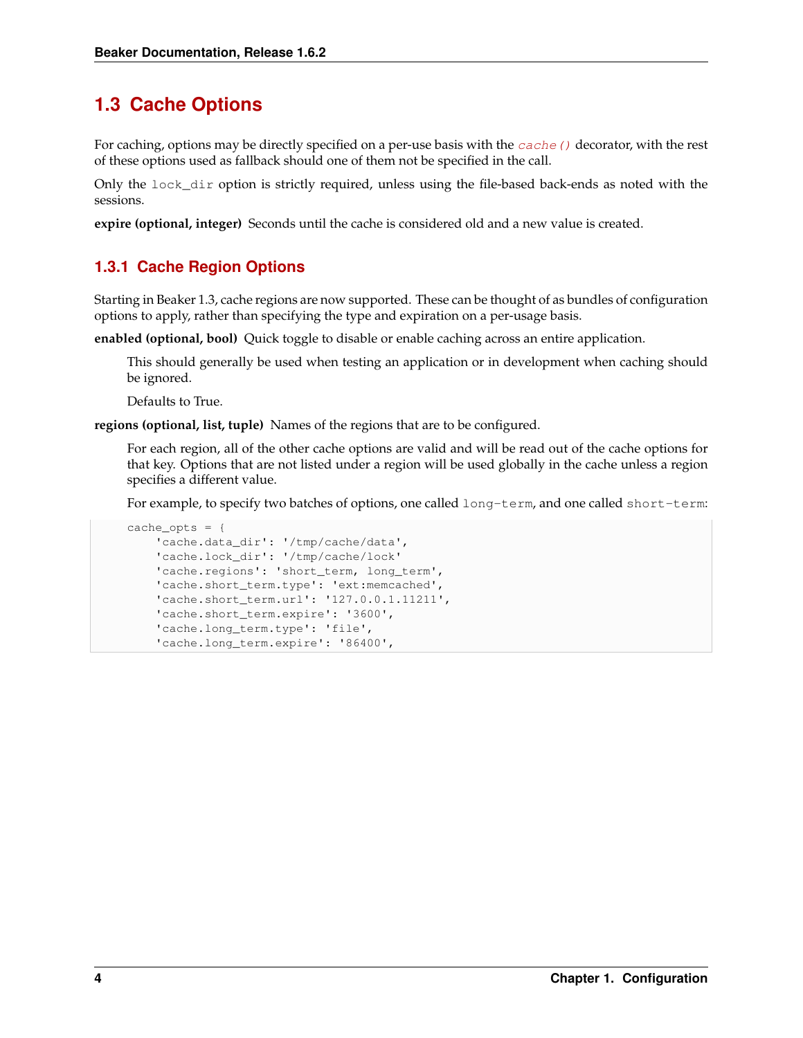## 1.3 Cache Options

For caching, options may be directly specified on a per-use basis with the `cache()` decorator, with the rest of these options used as fallback should one of them not be specified in the call.

Only the `lock_dir` option is strictly required, unless using the file-based back-ends as noted with the sessions.

**expire (optional, integer)** Seconds until the cache is considered old and a new value is created.

### 1.3.1 Cache Region Options

Starting in Beaker 1.3, cache regions are now supported. These can be thought of as bundles of configuration options to apply, rather than specifying the type and expiration on a per-usage basis.

**enabled (optional, bool)** Quick toggle to disable or enable caching across an entire application.

This should generally be used when testing an application or in development when caching should be ignored.

Defaults to True.

**regions (optional, list, tuple)** Names of the regions that are to be configured.

For each region, all of the other cache options are valid and will be read out of the cache options for that key. Options that are not listed under a region will be used globally in the cache unless a region specifies a different value.

For example, to specify two batches of options, one called `long-term`, and one called `short-term`:

```
cache_opts = {
    'cache.data_dir': '/tmp/cache/data',
    'cache.lock_dir': '/tmp/cache/lock'
    'cache.regions': 'short_term, long_term',
    'cache.short_term.type': 'ext:memcached',
    'cache.short_term.url': '127.0.0.1.11211',
    'cache.short_term.expire': '3600',
    'cache.long_term.type': 'file',
    'cache.long_term.expire': '86400',
```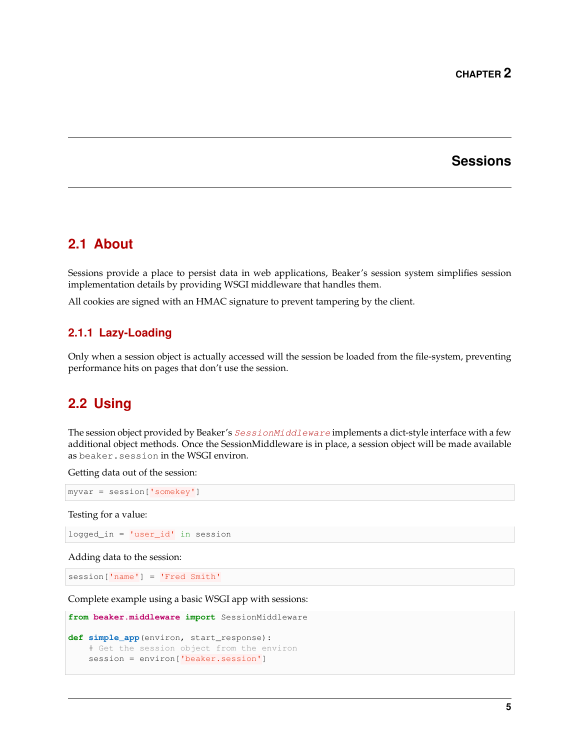# CHAPTER 2

# Sessions

## 2.1 About

Sessions provide a place to persist data in web applications, Beaker's session system simplifies session implementation details by providing WSGI middleware that handles them.

All cookies are signed with an HMAC signature to prevent tampering by the client.

### 2.1.1 Lazy-Loading

Only when a session object is actually accessed will the session be loaded from the file-system, preventing performance hits on pages that don't use the session.

## 2.2 Using

The session object provided by Beaker's *SessionMiddleware* implements a dict-style interface with a few additional object methods. Once the SessionMiddleware is in place, a session object will be made available as `beaker.session` in the WSGI environ.

Getting data out of the session:

```
myvar = session['somekey']
```

Testing for a value:

```
logged_in = 'user_id' in session
```

Adding data to the session:

```
session['name'] = 'Fred Smith'
```

Complete example using a basic WSGI app with sessions:

```
from beaker.middleware import SessionMiddleware

def simple_app(environ, start_response):
    # Get the session object from the environ
    session = environ['beaker.session']
```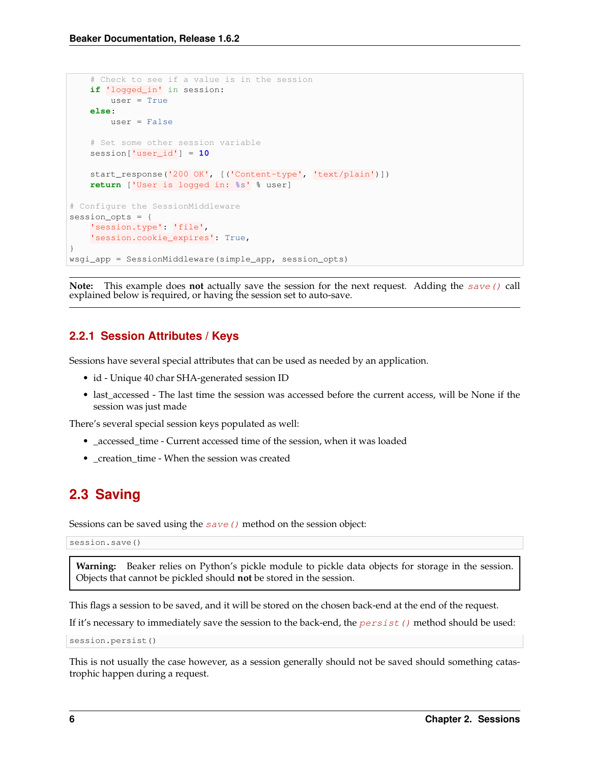```
    # Check to see if a value is in the session
    if 'logged_in' in session:
        user = True
    else:
        user = False

    # Set some other session variable
    session['user_id'] = 10

    start_response('200 OK', [('Content-type', 'text/plain')])
    return ['User is logged in: %s' % user]

# Configure the SessionMiddleware
session_opts = {
    'session.type': 'file',
    'session.cookie_expires': True,
}
wsgi_app = SessionMiddleware(simple_app, session_opts)
```

**Note:** This example does **not** actually save the session for the next request. Adding the *save()* call explained below is required, or having the session set to auto-save.

### 2.2.1 Session Attributes / Keys

Sessions have several special attributes that can be used as needed by an application.

- id - Unique 40 char SHA-generated session ID
- last_accessed - The last time the session was accessed before the current access, will be None if the session was just made

There's several special session keys populated as well:

- _accessed_time - Current accessed time of the session, when it was loaded
- _creation_time - When the session was created

## 2.3 Saving

Sessions can be saved using the *save()* method on the session object:

```
session.save()
```

**Warning:** Beaker relies on Python's pickle module to pickle data objects for storage in the session. Objects that cannot be pickled should **not** be stored in the session.

This flags a session to be saved, and it will be stored on the chosen back-end at the end of the request.

If it's necessary to immediately save the session to the back-end, the *persist()* method should be used:

```
session.persist()
```

This is not usually the case however, as a session generally should not be saved should something catastrophic happen during a request.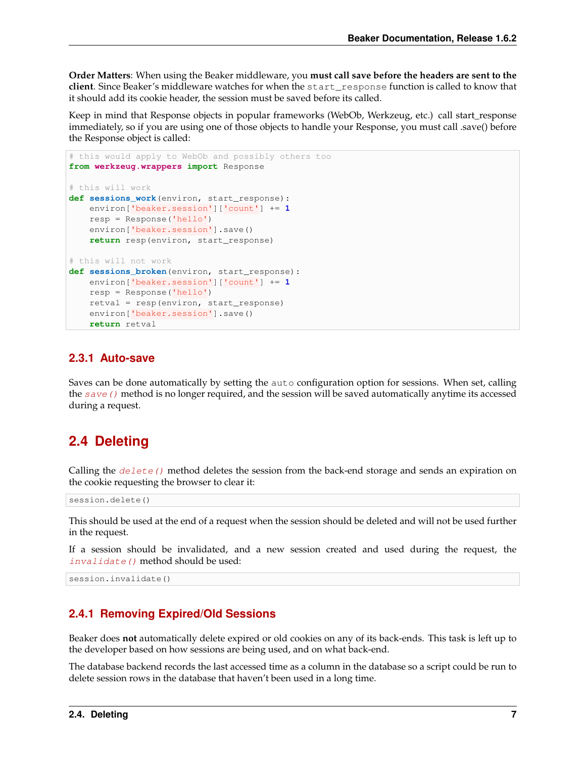**Order Matters**: When using the Beaker middleware, you **must call save before the headers are sent to the client**. Since Beaker's middleware watches for when the `start_response` function is called to know that it should add its cookie header, the session must be saved before its called.

Keep in mind that Response objects in popular frameworks (WebOb, Werkzeug, etc.) call start_response immediately, so if you are using one of those objects to handle your Response, you must call .save() before the Response object is called:

```
# this would apply to WebOb and possibly others too
from werkzeug.wrappers import Response

# this will work
def sessions_work(environ, start_response):
    environ['beaker.session']['count'] += 1
    resp = Response('hello')
    environ['beaker.session'].save()
    return resp(environ, start_response)

# this will not work
def sessions_broken(environ, start_response):
    environ['beaker.session']['count'] += 1
    resp = Response('hello')
    retval = resp(environ, start_response)
    environ['beaker.session'].save()
    return retval
```

### 2.3.1 Auto-save

Saves can be done automatically by setting the `auto` configuration option for sessions. When set, calling the `save()` method is no longer required, and the session will be saved automatically anytime its accessed during a request.

## 2.4 Deleting

Calling the `delete()` method deletes the session from the back-end storage and sends an expiration on the cookie requesting the browser to clear it:

```
session.delete()
```

This should be used at the end of a request when the session should be deleted and will not be used further in the request.

If a session should be invalidated, and a new session created and used during the request, the `invalidate()` method should be used:

```
session.invalidate()
```

### 2.4.1 Removing Expired/Old Sessions

Beaker does **not** automatically delete expired or old cookies on any of its back-ends. This task is left up to the developer based on how sessions are being used, and on what back-end.

The database backend records the last accessed time as a column in the database so a script could be run to delete session rows in the database that haven't been used in a long time.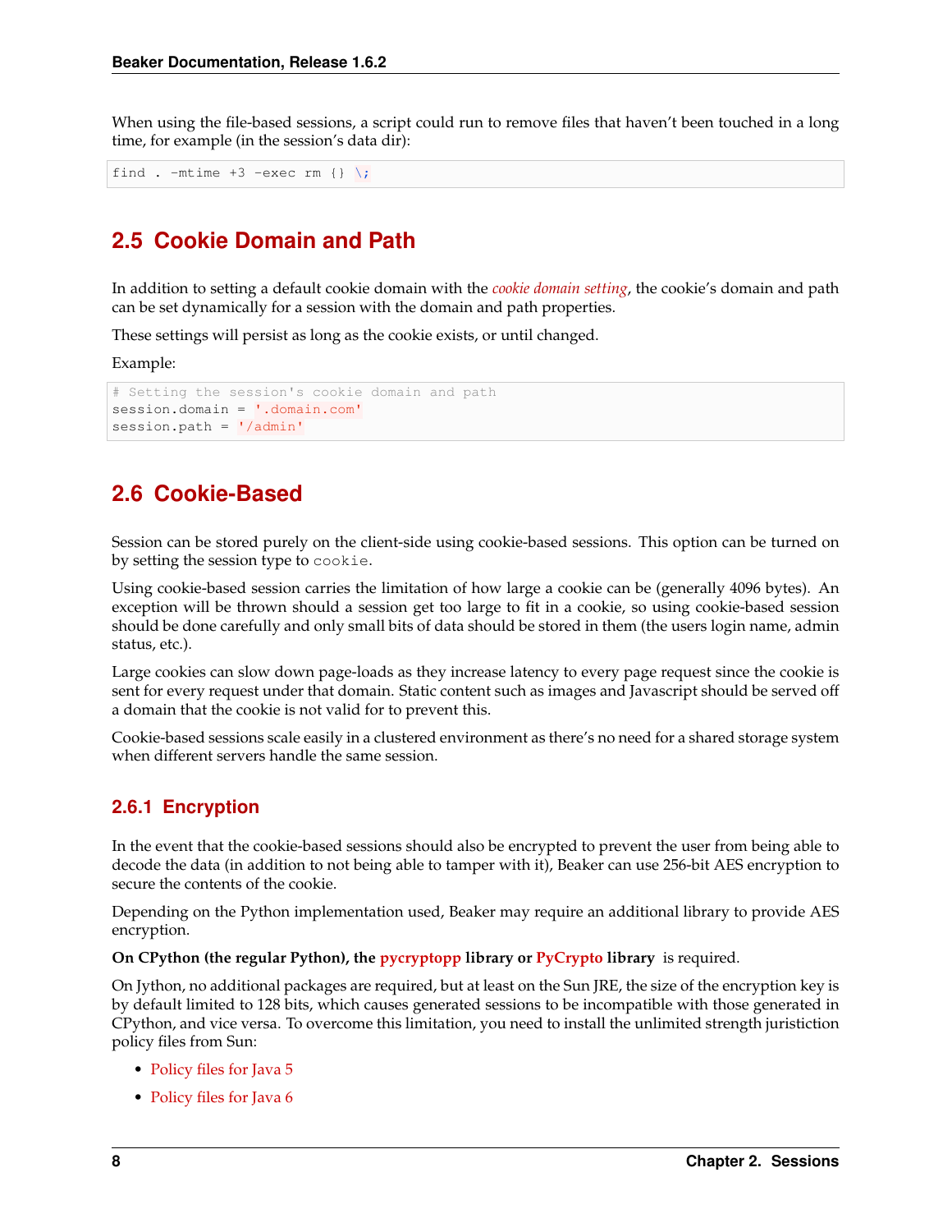When using the file-based sessions, a script could run to remove files that haven't been touched in a long time, for example (in the session's data dir):

```
find . -mtime +3 -exec rm {} \;
```

## 2.5 Cookie Domain and Path

In addition to setting a default cookie domain with the *cookie domain setting*, the cookie's domain and path can be set dynamically for a session with the domain and path properties.

These settings will persist as long as the cookie exists, or until changed.

Example:

```
# Setting the session's cookie domain and path
session.domain = '.domain.com'
session.path = '/admin'
```

## 2.6 Cookie-Based

Session can be stored purely on the client-side using cookie-based sessions. This option can be turned on by setting the session type to `cookie`.

Using cookie-based session carries the limitation of how large a cookie can be (generally 4096 bytes). An exception will be thrown should a session get too large to fit in a cookie, so using cookie-based session should be done carefully and only small bits of data should be stored in them (the users login name, admin status, etc.).

Large cookies can slow down page-loads as they increase latency to every page request since the cookie is sent for every request under that domain. Static content such as images and Javascript should be served off a domain that the cookie is not valid for to prevent this.

Cookie-based sessions scale easily in a clustered environment as there's no need for a shared storage system when different servers handle the same session.

### 2.6.1 Encryption

In the event that the cookie-based sessions should also be encrypted to prevent the user from being able to decode the data (in addition to not being able to tamper with it), Beaker can use 256-bit AES encryption to secure the contents of the cookie.

Depending on the Python implementation used, Beaker may require an additional library to provide AES encryption.

**On CPython (the regular Python), the pycryptopp library or PyCrypto library** is required.

On Jython, no additional packages are required, but at least on the Sun JRE, the size of the encryption key is by default limited to 128 bits, which causes generated sessions to be incompatible with those generated in CPython, and vice versa. To overcome this limitation, you need to install the unlimited strength juristiction policy files from Sun:

- Policy files for Java 5
- Policy files for Java 6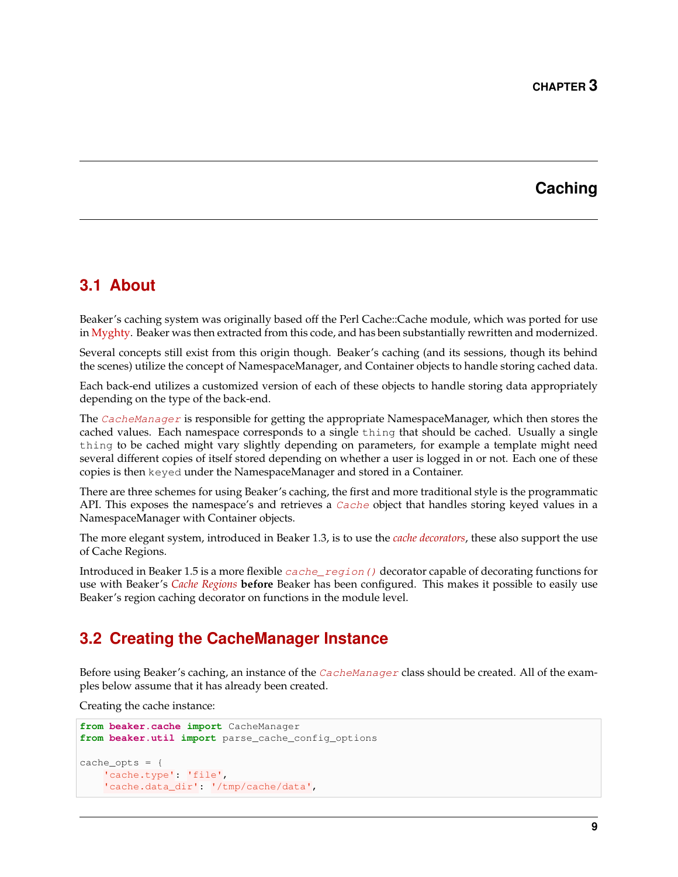# CHAPTER 3

# Caching

## 3.1 About

Beaker's caching system was originally based off the Perl Cache::Cache module, which was ported for use in Myghty. Beaker was then extracted from this code, and has been substantially rewritten and modernized.

Several concepts still exist from this origin though. Beaker's caching (and its sessions, though its behind the scenes) utilize the concept of NamespaceManager, and Container objects to handle storing cached data.

Each back-end utilizes a customized version of each of these objects to handle storing data appropriately depending on the type of the back-end.

The `CacheManager` is responsible for getting the appropriate NamespaceManager, which then stores the cached values. Each namespace corresponds to a single `thing` that should be cached. Usually a single `thing` to be cached might vary slightly depending on parameters, for example a template might need several different copies of itself stored depending on whether a user is logged in or not. Each one of these copies is then `keyed` under the NamespaceManager and stored in a Container.

There are three schemes for using Beaker's caching, the first and more traditional style is the programmatic API. This exposes the namespace's and retrieves a `Cache` object that handles storing keyed values in a NamespaceManager with Container objects.

The more elegant system, introduced in Beaker 1.3, is to use the *cache decorators*, these also support the use of Cache Regions.

Introduced in Beaker 1.5 is a more flexible `cache_region()` decorator capable of decorating functions for use with Beaker's *Cache Regions* **before** Beaker has been configured. This makes it possible to easily use Beaker's region caching decorator on functions in the module level.

## 3.2 Creating the CacheManager Instance

Before using Beaker's caching, an instance of the `CacheManager` class should be created. All of the examples below assume that it has already been created.

Creating the cache instance:

```
from beaker.cache import CacheManager
from beaker.util import parse_cache_config_options

cache_opts = {
    'cache.type': 'file',
    'cache.data_dir': '/tmp/cache/data',
```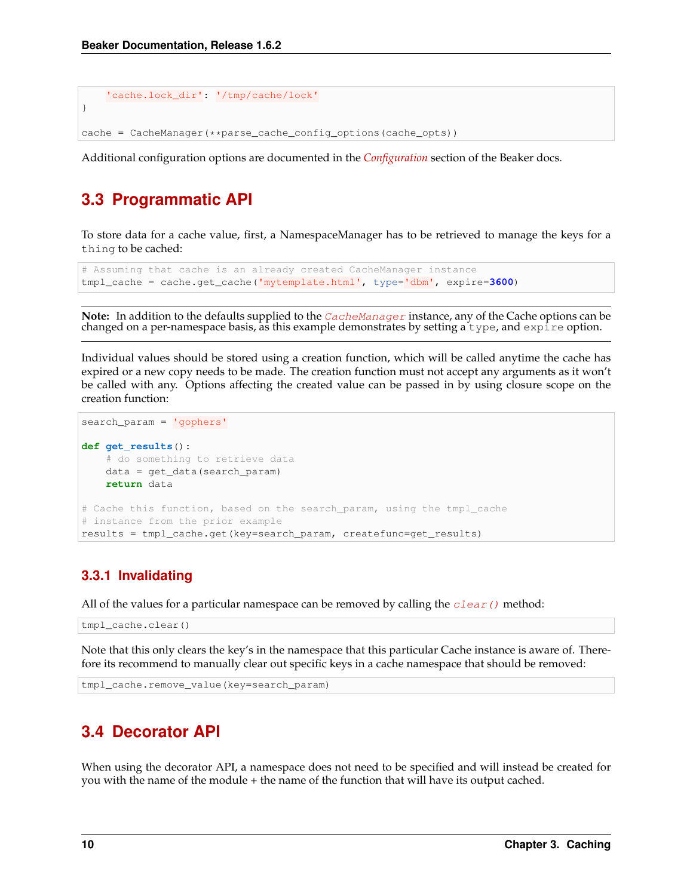```
    'cache.lock_dir': '/tmp/cache/lock'
}

cache = CacheManager(**parse_cache_config_options(cache_opts))
```

Additional configuration options are documented in the *Configuration* section of the Beaker docs.

## 3.3 Programmatic API

To store data for a cache value, first, a NamespaceManager has to be retrieved to manage the keys for a `thing` to be cached:

```
# Assuming that cache is an already created CacheManager instance
tmpl_cache = cache.get_cache('mytemplate.html', type='dbm', expire=3600)
```

**Note:** In addition to the defaults supplied to the `CacheManager` instance, any of the Cache options can be changed on a per-namespace basis, as this example demonstrates by setting a `type`, and `expire` option.

Individual values should be stored using a creation function, which will be called anytime the cache has expired or a new copy needs to be made. The creation function must not accept any arguments as it won't be called with any. Options affecting the created value can be passed in by using closure scope on the creation function:

```
search_param = 'gophers'

def get_results():
    # do something to retrieve data
    data = get_data(search_param)
    return data

# Cache this function, based on the search_param, using the tmpl_cache
# instance from the prior example
results = tmpl_cache.get(key=search_param, createfunc=get_results)
```

### 3.3.1 Invalidating

All of the values for a particular namespace can be removed by calling the `clear()` method:

```
tmpl_cache.clear()
```

Note that this only clears the key's in the namespace that this particular Cache instance is aware of. Therefore its recommend to manually clear out specific keys in a cache namespace that should be removed:

```
tmpl_cache.remove_value(key=search_param)
```

## 3.4 Decorator API

When using the decorator API, a namespace does not need to be specified and will instead be created for you with the name of the module + the name of the function that will have its output cached.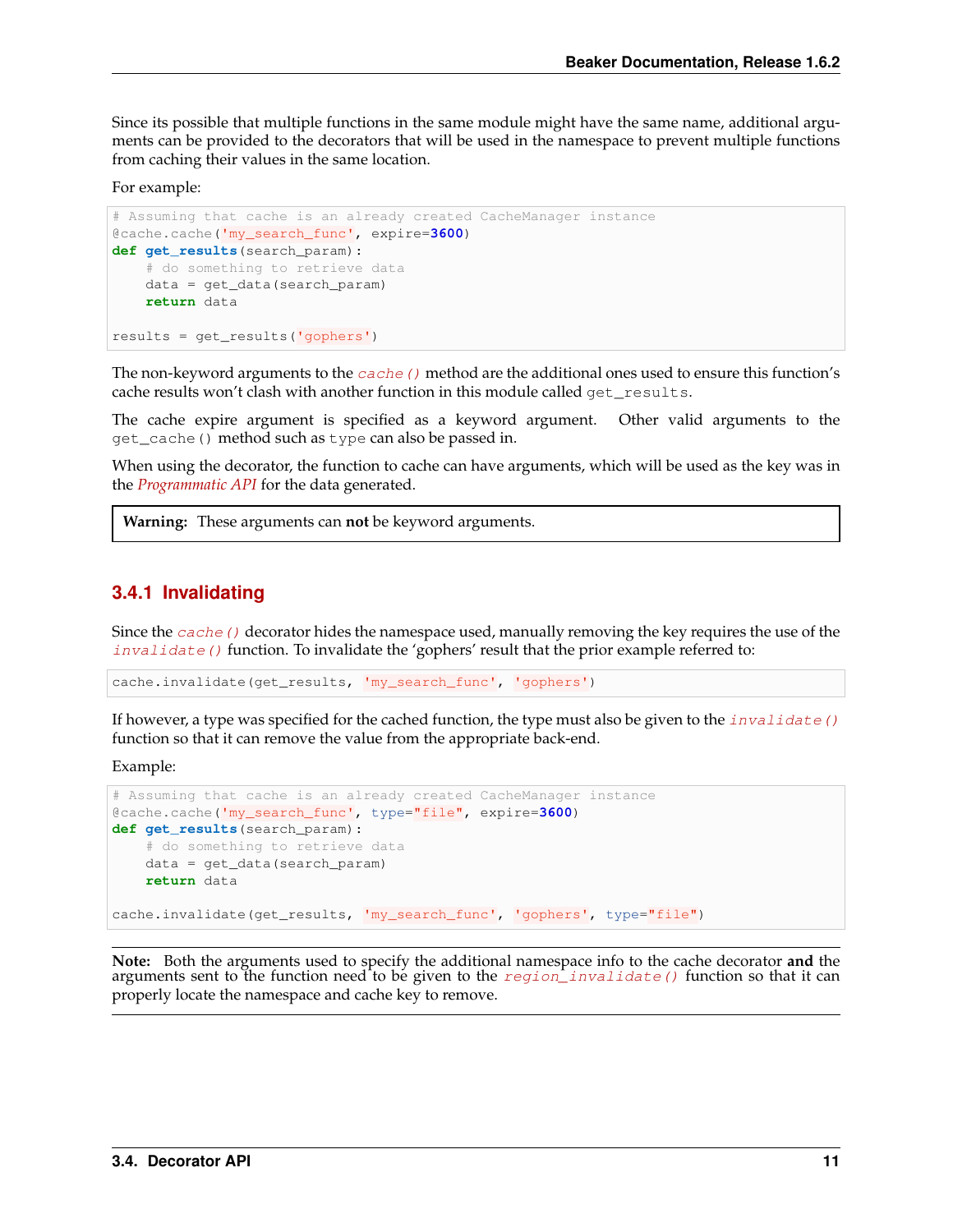Since its possible that multiple functions in the same module might have the same name, additional arguments can be provided to the decorators that will be used in the namespace to prevent multiple functions from caching their values in the same location.

For example:

```
# Assuming that cache is an already created CacheManager instance
@cache.cache('my_search_func', expire=3600)
def get_results(search_param):
    # do something to retrieve data
    data = get_data(search_param)
    return data

results = get_results('gophers')
```

The non-keyword arguments to the `cache()` method are the additional ones used to ensure this function's cache results won't clash with another function in this module called `get_results`.

The cache expire argument is specified as a keyword argument. Other valid arguments to the `get_cache()` method such as `type` can also be passed in.

When using the decorator, the function to cache can have arguments, which will be used as the key was in the *Programmatic API* for the data generated.

**Warning:** These arguments can **not** be keyword arguments.

### 3.4.1 Invalidating

Since the `cache()` decorator hides the namespace used, manually removing the key requires the use of the `invalidate()` function. To invalidate the 'gophers' result that the prior example referred to:

```
cache.invalidate(get_results, 'my_search_func', 'gophers')
```

If however, a type was specified for the cached function, the type must also be given to the `invalidate()` function so that it can remove the value from the appropriate back-end.

Example:

```
# Assuming that cache is an already created CacheManager instance
@cache.cache('my_search_func', type="file", expire=3600)
def get_results(search_param):
    # do something to retrieve data
    data = get_data(search_param)
    return data

cache.invalidate(get_results, 'my_search_func', 'gophers', type="file")
```

**Note:** Both the arguments used to specify the additional namespace info to the cache decorator **and** the arguments sent to the function need to be given to the `region_invalidate()` function so that it can properly locate the namespace and cache key to remove.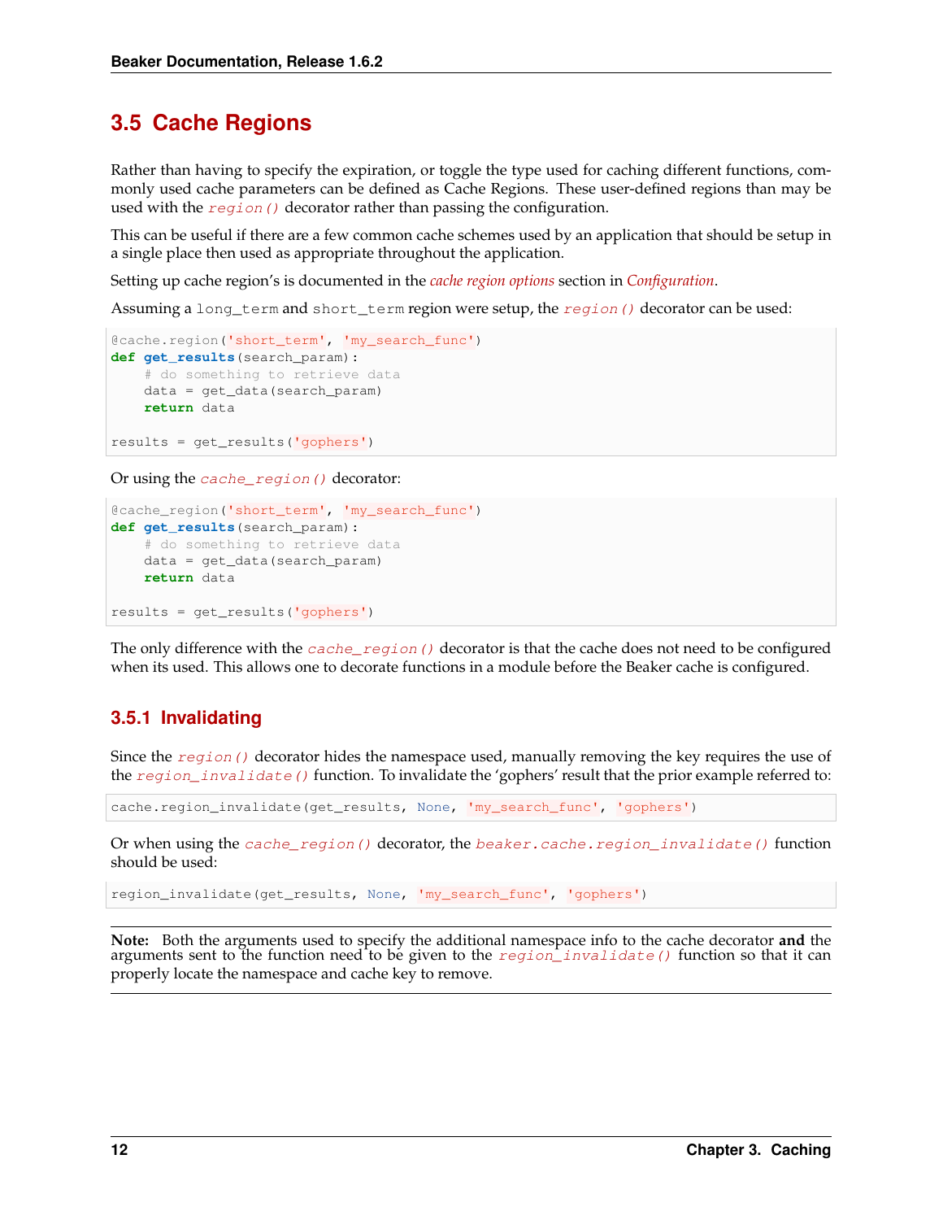## 3.5 Cache Regions

Rather than having to specify the expiration, or toggle the type used for caching different functions, commonly used cache parameters can be defined as Cache Regions. These user-defined regions than may be used with the `region()` decorator rather than passing the configuration.

This can be useful if there are a few common cache schemes used by an application that should be setup in a single place then used as appropriate throughout the application.

Setting up cache region's is documented in the *cache region options* section in *Configuration*.

Assuming a `long_term` and `short_term` region were setup, the `region()` decorator can be used:

```
@cache.region('short_term', 'my_search_func')
def get_results(search_param):
    # do something to retrieve data
    data = get_data(search_param)
    return data

results = get_results('gophers')
```

Or using the `cache_region()` decorator:

```
@cache_region('short_term', 'my_search_func')
def get_results(search_param):
    # do something to retrieve data
    data = get_data(search_param)
    return data

results = get_results('gophers')
```

The only difference with the `cache_region()` decorator is that the cache does not need to be configured when its used. This allows one to decorate functions in a module before the Beaker cache is configured.

### 3.5.1 Invalidating

Since the `region()` decorator hides the namespace used, manually removing the key requires the use of the `region_invalidate()` function. To invalidate the 'gophers' result that the prior example referred to:

```
cache.region_invalidate(get_results, None, 'my_search_func', 'gophers')
```

Or when using the `cache_region()` decorator, the `beaker.cache.region_invalidate()` function should be used:

```
region_invalidate(get_results, None, 'my_search_func', 'gophers')
```

**Note:** Both the arguments used to specify the additional namespace info to the cache decorator **and** the arguments sent to the function need to be given to the `region_invalidate()` function so that it can properly locate the namespace and cache key to remove.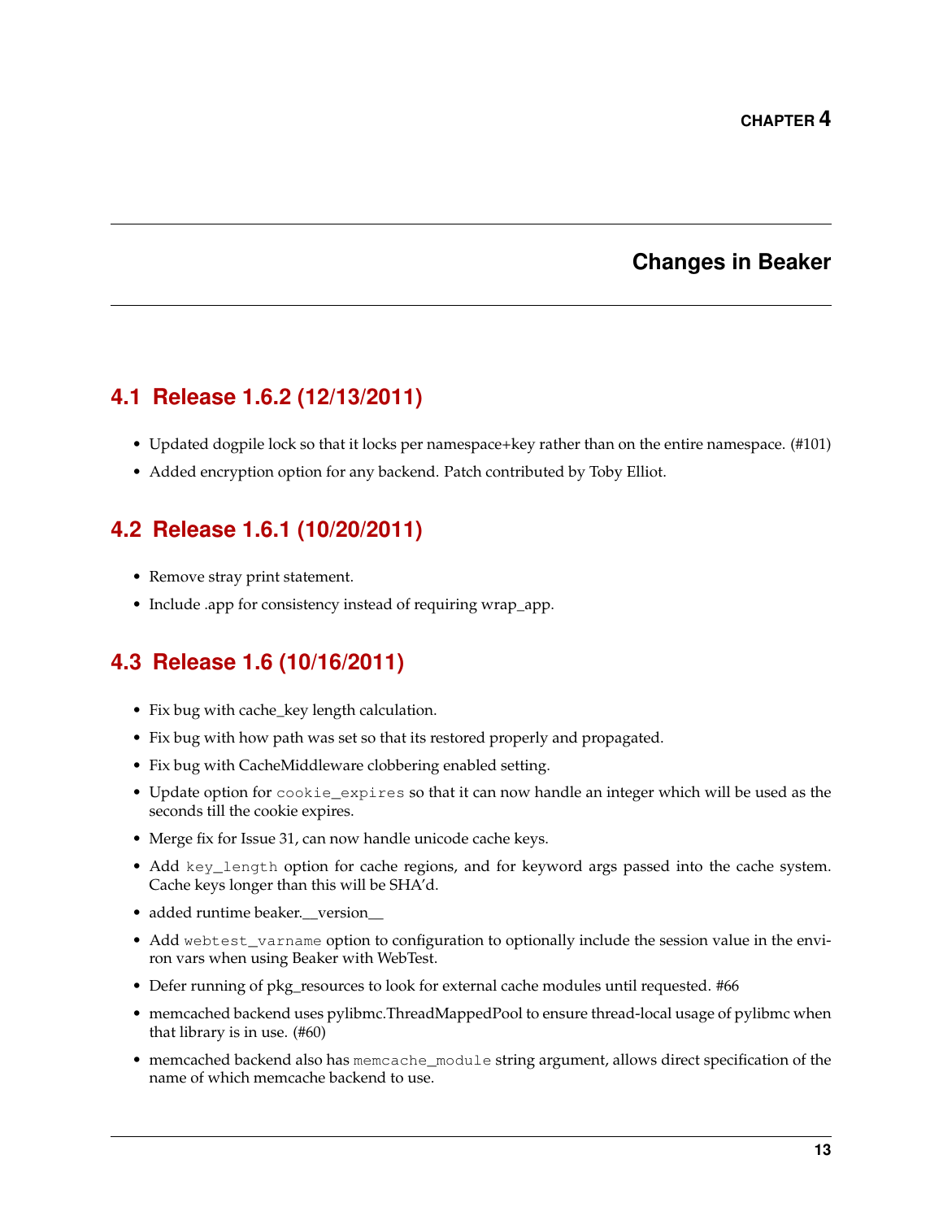# CHAPTER 4

# Changes in Beaker

## 4.1 Release 1.6.2 (12/13/2011)

- Updated dogpile lock so that it locks per namespace+key rather than on the entire namespace. (#101)
- Added encryption option for any backend. Patch contributed by Toby Elliot.

## 4.2 Release 1.6.1 (10/20/2011)

- Remove stray print statement.
- Include .app for consistency instead of requiring wrap_app.

## 4.3 Release 1.6 (10/16/2011)

- Fix bug with cache_key length calculation.
- Fix bug with how path was set so that its restored properly and propagated.
- Fix bug with CacheMiddleware clobbering enabled setting.
- Update option for `cookie_expires` so that it can now handle an integer which will be used as the seconds till the cookie expires.
- Merge fix for Issue 31, can now handle unicode cache keys.
- Add `key_length` option for cache regions, and for keyword args passed into the cache system. Cache keys longer than this will be SHA'd.
- added runtime beaker.__version__
- Add `webtest_varname` option to configuration to optionally include the session value in the environ vars when using Beaker with WebTest.
- Defer running of pkg_resources to look for external cache modules until requested. #66
- memcached backend uses pylibmc.ThreadMappedPool to ensure thread-local usage of pylibmc when that library is in use. (#60)
- memcached backend also has `memcache_module` string argument, allows direct specification of the name of which memcache backend to use.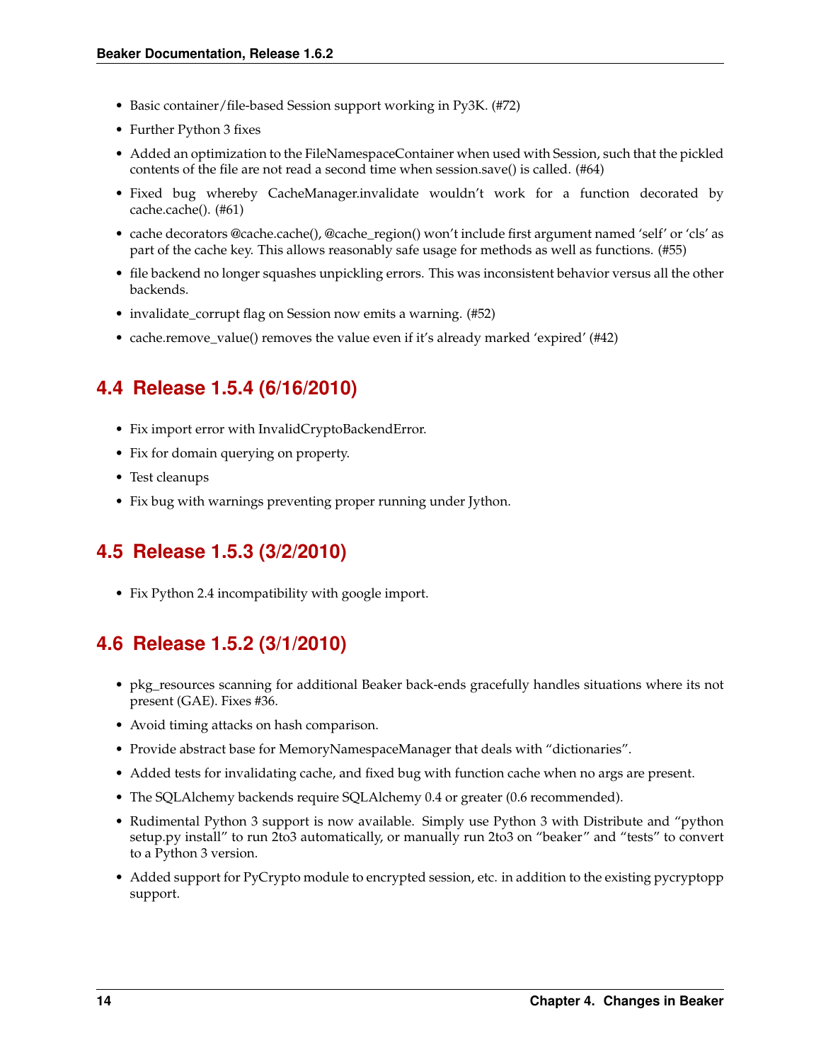- Basic container/file-based Session support working in Py3K. (#72)
- Further Python 3 fixes
- Added an optimization to the FileNamespaceContainer when used with Session, such that the pickled contents of the file are not read a second time when session.save() is called. (#64)
- Fixed bug whereby CacheManager.invalidate wouldn't work for a function decorated by cache.cache(). (#61)
- cache decorators @cache.cache(), @cache_region() won't include first argument named 'self' or 'cls' as part of the cache key. This allows reasonably safe usage for methods as well as functions. (#55)
- file backend no longer squashes unpickling errors. This was inconsistent behavior versus all the other backends.
- invalidate_corrupt flag on Session now emits a warning. (#52)
- cache.remove_value() removes the value even if it's already marked 'expired' (#42)

## 4.4 Release 1.5.4 (6/16/2010)

- Fix import error with InvalidCryptoBackendError.
- Fix for domain querying on property.
- Test cleanups
- Fix bug with warnings preventing proper running under Jython.

## 4.5 Release 1.5.3 (3/2/2010)

- Fix Python 2.4 incompatibility with google import.

## 4.6 Release 1.5.2 (3/1/2010)

- pkg_resources scanning for additional Beaker back-ends gracefully handles situations where its not present (GAE). Fixes #36.
- Avoid timing attacks on hash comparison.
- Provide abstract base for MemoryNamespaceManager that deals with "dictionaries".
- Added tests for invalidating cache, and fixed bug with function cache when no args are present.
- The SQLAlchemy backends require SQLAlchemy 0.4 or greater (0.6 recommended).
- Rudimental Python 3 support is now available. Simply use Python 3 with Distribute and "python setup.py install" to run 2to3 automatically, or manually run 2to3 on "beaker" and "tests" to convert to a Python 3 version.
- Added support for PyCrypto module to encrypted session, etc. in addition to the existing pycryptopp support.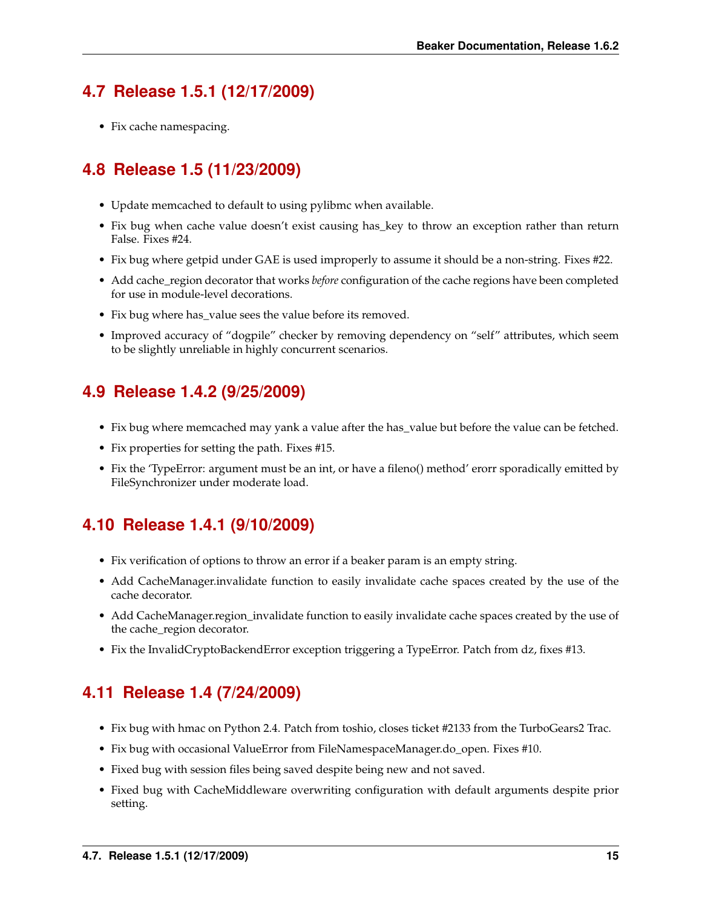## 4.7 Release 1.5.1 (12/17/2009)

- Fix cache namespacing.

## 4.8 Release 1.5 (11/23/2009)

- Update memcached to default to using pylibmc when available.
- Fix bug when cache value doesn't exist causing has_key to throw an exception rather than return False. Fixes #24.
- Fix bug where getpid under GAE is used improperly to assume it should be a non-string. Fixes #22.
- Add cache_region decorator that works *before* configuration of the cache regions have been completed for use in module-level decorations.
- Fix bug where has_value sees the value before its removed.
- Improved accuracy of "dogpile" checker by removing dependency on "self" attributes, which seem to be slightly unreliable in highly concurrent scenarios.

## 4.9 Release 1.4.2 (9/25/2009)

- Fix bug where memcached may yank a value after the has_value but before the value can be fetched.
- Fix properties for setting the path. Fixes #15.
- Fix the 'TypeError: argument must be an int, or have a fileno() method' erorr sporadically emitted by FileSynchronizer under moderate load.

## 4.10 Release 1.4.1 (9/10/2009)

- Fix verification of options to throw an error if a beaker param is an empty string.
- Add CacheManager.invalidate function to easily invalidate cache spaces created by the use of the cache decorator.
- Add CacheManager.region_invalidate function to easily invalidate cache spaces created by the use of the cache_region decorator.
- Fix the InvalidCryptoBackendError exception triggering a TypeError. Patch from dz, fixes #13.

## 4.11 Release 1.4 (7/24/2009)

- Fix bug with hmac on Python 2.4. Patch from toshio, closes ticket #2133 from the TurboGears2 Trac.
- Fix bug with occasional ValueError from FileNamespaceManager.do_open. Fixes #10.
- Fixed bug with session files being saved despite being new and not saved.
- Fixed bug with CacheMiddleware overwriting configuration with default arguments despite prior setting.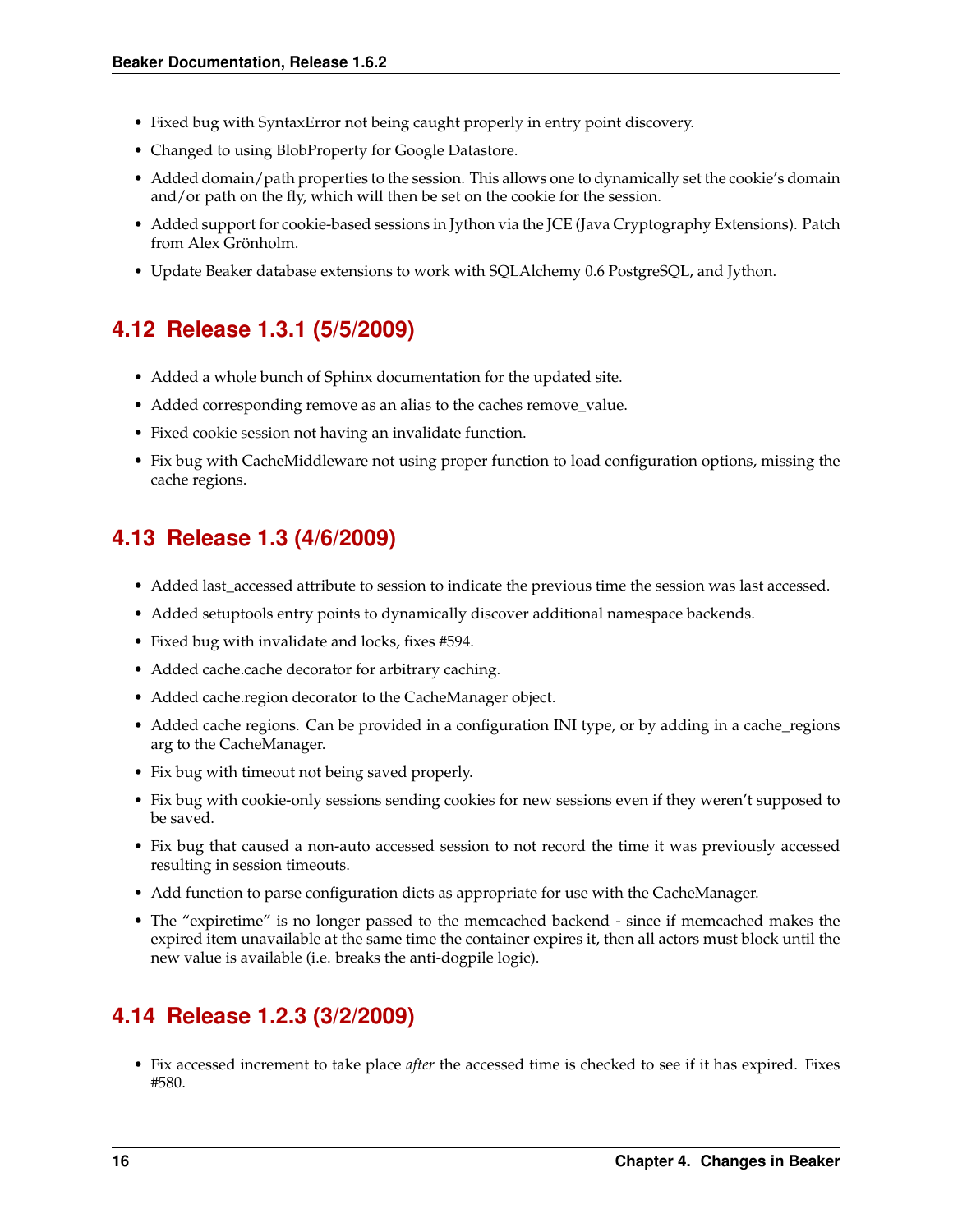- Fixed bug with SyntaxError not being caught properly in entry point discovery.
- Changed to using BlobProperty for Google Datastore.
- Added domain/path properties to the session. This allows one to dynamically set the cookie's domain and/or path on the fly, which will then be set on the cookie for the session.
- Added support for cookie-based sessions in Jython via the JCE (Java Cryptography Extensions). Patch from Alex Grönholm.
- Update Beaker database extensions to work with SQLAlchemy 0.6 PostgreSQL, and Jython.

## 4.12 Release 1.3.1 (5/5/2009)

- Added a whole bunch of Sphinx documentation for the updated site.
- Added corresponding remove as an alias to the caches remove_value.
- Fixed cookie session not having an invalidate function.
- Fix bug with CacheMiddleware not using proper function to load configuration options, missing the cache regions.

## 4.13 Release 1.3 (4/6/2009)

- Added last_accessed attribute to session to indicate the previous time the session was last accessed.
- Added setuptools entry points to dynamically discover additional namespace backends.
- Fixed bug with invalidate and locks, fixes #594.
- Added cache.cache decorator for arbitrary caching.
- Added cache.region decorator to the CacheManager object.
- Added cache regions. Can be provided in a configuration INI type, or by adding in a cache_regions arg to the CacheManager.
- Fix bug with timeout not being saved properly.
- Fix bug with cookie-only sessions sending cookies for new sessions even if they weren't supposed to be saved.
- Fix bug that caused a non-auto accessed session to not record the time it was previously accessed resulting in session timeouts.
- Add function to parse configuration dicts as appropriate for use with the CacheManager.
- The "expiretime" is no longer passed to the memcached backend - since if memcached makes the expired item unavailable at the same time the container expires it, then all actors must block until the new value is available (i.e. breaks the anti-dogpile logic).

## 4.14 Release 1.2.3 (3/2/2009)

- Fix accessed increment to take place *after* the accessed time is checked to see if it has expired. Fixes #580.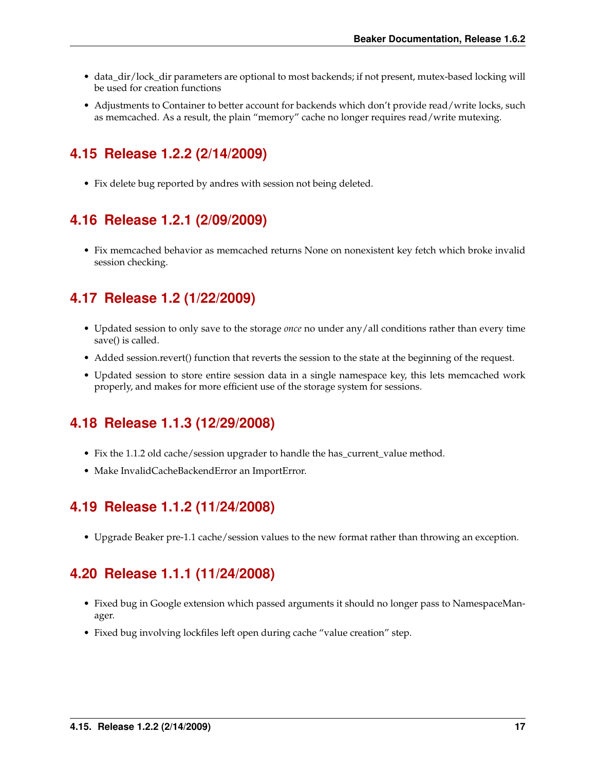- data_dir/lock_dir parameters are optional to most backends; if not present, mutex-based locking will be used for creation functions
- Adjustments to Container to better account for backends which don't provide read/write locks, such as memcached. As a result, the plain "memory" cache no longer requires read/write mutexing.

## 4.15 Release 1.2.2 (2/14/2009)

- Fix delete bug reported by andres with session not being deleted.

## 4.16 Release 1.2.1 (2/09/2009)

- Fix memcached behavior as memcached returns None on nonexistent key fetch which broke invalid session checking.

## 4.17 Release 1.2 (1/22/2009)

- Updated session to only save to the storage *once* no under any/all conditions rather than every time save() is called.
- Added session.revert() function that reverts the session to the state at the beginning of the request.
- Updated session to store entire session data in a single namespace key, this lets memcached work properly, and makes for more efficient use of the storage system for sessions.

## 4.18 Release 1.1.3 (12/29/2008)

- Fix the 1.1.2 old cache/session upgrader to handle the has_current_value method.
- Make InvalidCacheBackendError an ImportError.

## 4.19 Release 1.1.2 (11/24/2008)

- Upgrade Beaker pre-1.1 cache/session values to the new format rather than throwing an exception.

## 4.20 Release 1.1.1 (11/24/2008)

- Fixed bug in Google extension which passed arguments it should no longer pass to NamespaceManager.
- Fixed bug involving lockfiles left open during cache "value creation" step.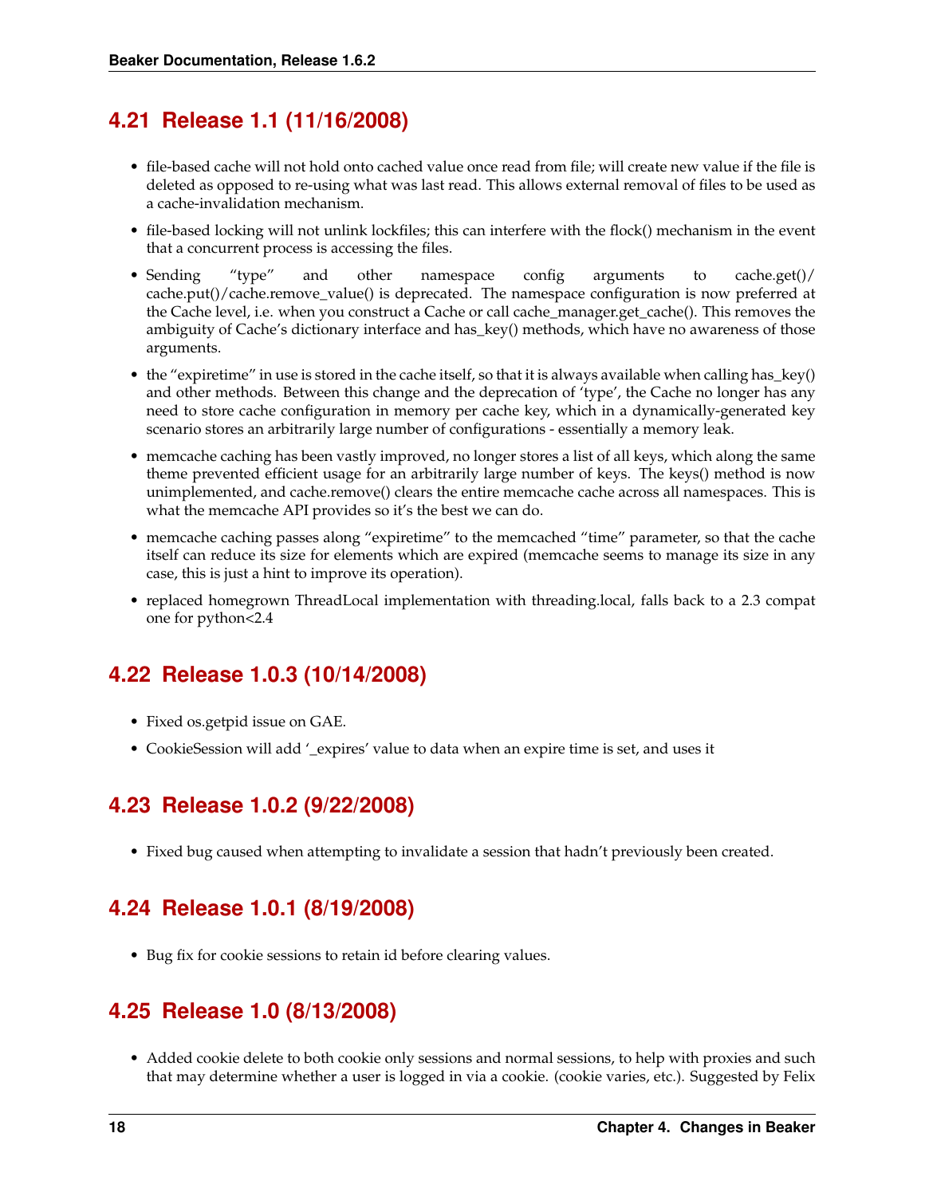## 4.21 Release 1.1 (11/16/2008)

- file-based cache will not hold onto cached value once read from file; will create new value if the file is deleted as opposed to re-using what was last read. This allows external removal of files to be used as a cache-invalidation mechanism.
- file-based locking will not unlink lockfiles; this can interfere with the flock() mechanism in the event that a concurrent process is accessing the files.
- Sending "type" and other namespace config arguments to cache.get()/ cache.put()/cache.remove_value() is deprecated. The namespace configuration is now preferred at the Cache level, i.e. when you construct a Cache or call cache_manager.get_cache(). This removes the ambiguity of Cache's dictionary interface and has_key() methods, which have no awareness of those arguments.
- the "expiretime" in use is stored in the cache itself, so that it is always available when calling has_key() and other methods. Between this change and the deprecation of 'type', the Cache no longer has any need to store cache configuration in memory per cache key, which in a dynamically-generated key scenario stores an arbitrarily large number of configurations - essentially a memory leak.
- memcache caching has been vastly improved, no longer stores a list of all keys, which along the same theme prevented efficient usage for an arbitrarily large number of keys. The keys() method is now unimplemented, and cache.remove() clears the entire memcache cache across all namespaces. This is what the memcache API provides so it's the best we can do.
- memcache caching passes along "expiretime" to the memcached "time" parameter, so that the cache itself can reduce its size for elements which are expired (memcache seems to manage its size in any case, this is just a hint to improve its operation).
- replaced homegrown ThreadLocal implementation with threading.local, falls back to a 2.3 compat one for python<2.4

## 4.22 Release 1.0.3 (10/14/2008)

- Fixed os.getpid issue on GAE.
- CookieSession will add '_expires' value to data when an expire time is set, and uses it

## 4.23 Release 1.0.2 (9/22/2008)

- Fixed bug caused when attempting to invalidate a session that hadn't previously been created.

## 4.24 Release 1.0.1 (8/19/2008)

- Bug fix for cookie sessions to retain id before clearing values.

## 4.25 Release 1.0 (8/13/2008)

- Added cookie delete to both cookie only sessions and normal sessions, to help with proxies and such that may determine whether a user is logged in via a cookie. (cookie varies, etc.). Suggested by Felix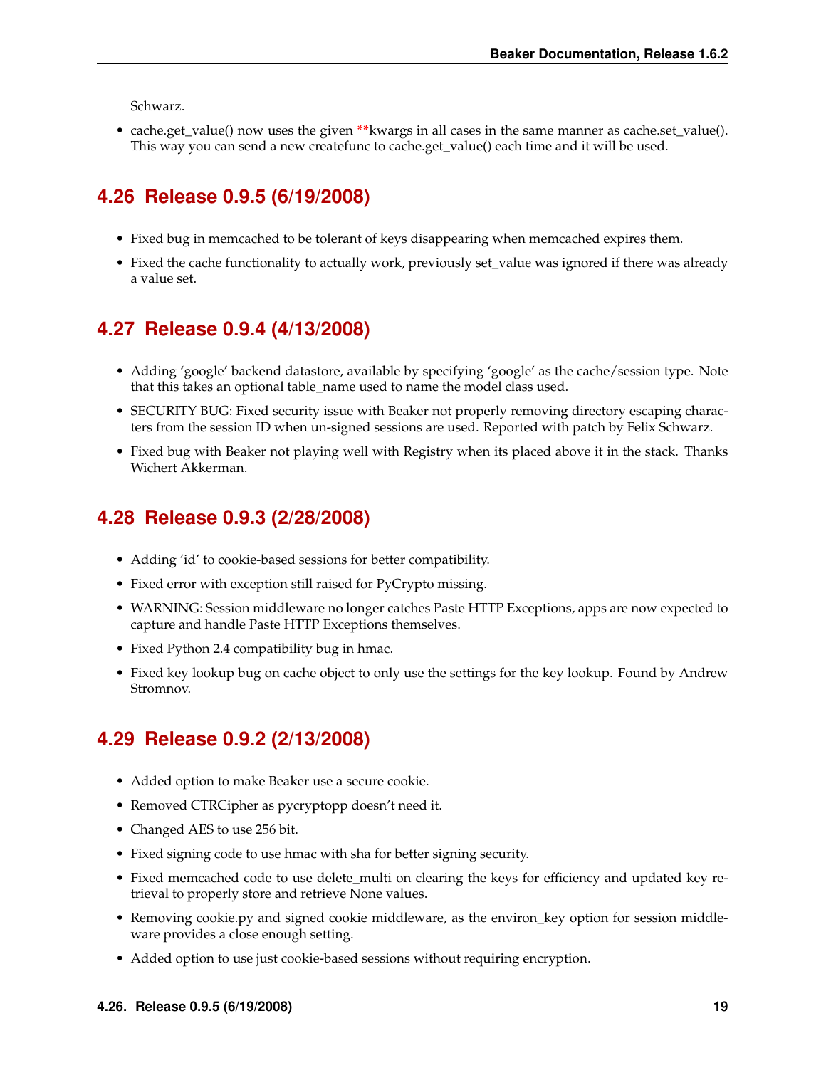Schwarz.

- cache.get_value() now uses the given **kwargs in all cases in the same manner as cache.set_value(). This way you can send a new createfunc to cache.get_value() each time and it will be used.

## 4.26 Release 0.9.5 (6/19/2008)

- Fixed bug in memcached to be tolerant of keys disappearing when memcached expires them.
- Fixed the cache functionality to actually work, previously set_value was ignored if there was already a value set.

## 4.27 Release 0.9.4 (4/13/2008)

- Adding 'google' backend datastore, available by specifying 'google' as the cache/session type. Note that this takes an optional table_name used to name the model class used.
- SECURITY BUG: Fixed security issue with Beaker not properly removing directory escaping characters from the session ID when un-signed sessions are used. Reported with patch by Felix Schwarz.
- Fixed bug with Beaker not playing well with Registry when its placed above it in the stack. Thanks Wichert Akkerman.

## 4.28 Release 0.9.3 (2/28/2008)

- Adding 'id' to cookie-based sessions for better compatibility.
- Fixed error with exception still raised for PyCrypto missing.
- WARNING: Session middleware no longer catches Paste HTTP Exceptions, apps are now expected to capture and handle Paste HTTP Exceptions themselves.
- Fixed Python 2.4 compatibility bug in hmac.
- Fixed key lookup bug on cache object to only use the settings for the key lookup. Found by Andrew Stromnov.

## 4.29 Release 0.9.2 (2/13/2008)

- Added option to make Beaker use a secure cookie.
- Removed CTRCipher as pycryptopp doesn't need it.
- Changed AES to use 256 bit.
- Fixed signing code to use hmac with sha for better signing security.
- Fixed memcached code to use delete_multi on clearing the keys for efficiency and updated key retrieval to properly store and retrieve None values.
- Removing cookie.py and signed cookie middleware, as the environ_key option for session middleware provides a close enough setting.
- Added option to use just cookie-based sessions without requiring encryption.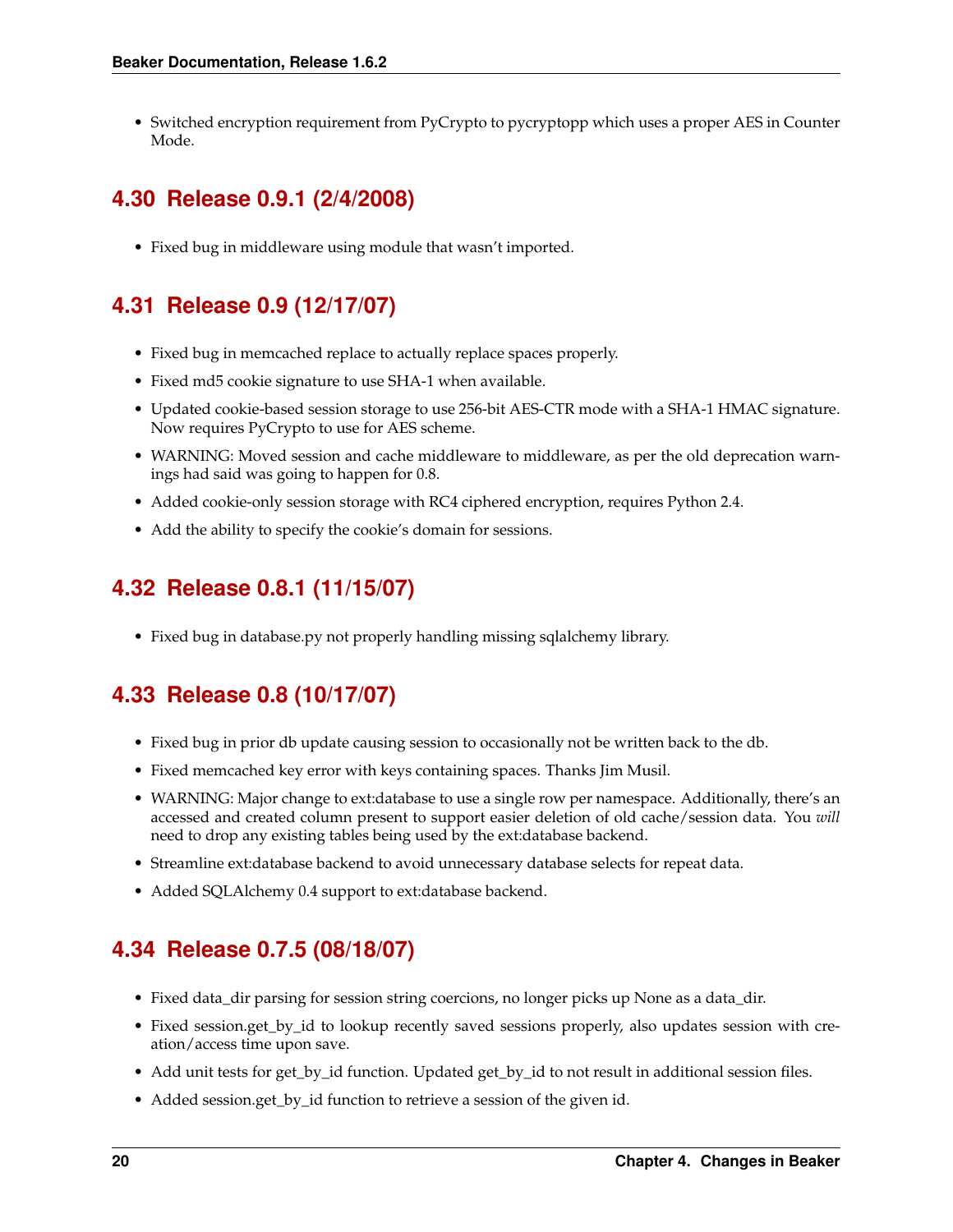- Switched encryption requirement from PyCrypto to pycryptopp which uses a proper AES in Counter Mode.

## 4.30 Release 0.9.1 (2/4/2008)

- Fixed bug in middleware using module that wasn't imported.

## 4.31 Release 0.9 (12/17/07)

- Fixed bug in memcached replace to actually replace spaces properly.
- Fixed md5 cookie signature to use SHA-1 when available.
- Updated cookie-based session storage to use 256-bit AES-CTR mode with a SHA-1 HMAC signature. Now requires PyCrypto to use for AES scheme.
- WARNING: Moved session and cache middleware to middleware, as per the old deprecation warnings had said was going to happen for 0.8.
- Added cookie-only session storage with RC4 ciphered encryption, requires Python 2.4.
- Add the ability to specify the cookie's domain for sessions.

## 4.32 Release 0.8.1 (11/15/07)

- Fixed bug in database.py not properly handling missing sqlalchemy library.

## 4.33 Release 0.8 (10/17/07)

- Fixed bug in prior db update causing session to occasionally not be written back to the db.
- Fixed memcached key error with keys containing spaces. Thanks Jim Musil.
- WARNING: Major change to ext:database to use a single row per namespace. Additionally, there's an accessed and created column present to support easier deletion of old cache/session data. You *will* need to drop any existing tables being used by the ext:database backend.
- Streamline ext:database backend to avoid unnecessary database selects for repeat data.
- Added SQLAlchemy 0.4 support to ext:database backend.

## 4.34 Release 0.7.5 (08/18/07)

- Fixed data_dir parsing for session string coercions, no longer picks up None as a data_dir.
- Fixed session.get_by_id to lookup recently saved sessions properly, also updates session with creation/access time upon save.
- Add unit tests for get_by_id function. Updated get_by_id to not result in additional session files.
- Added session.get_by_id function to retrieve a session of the given id.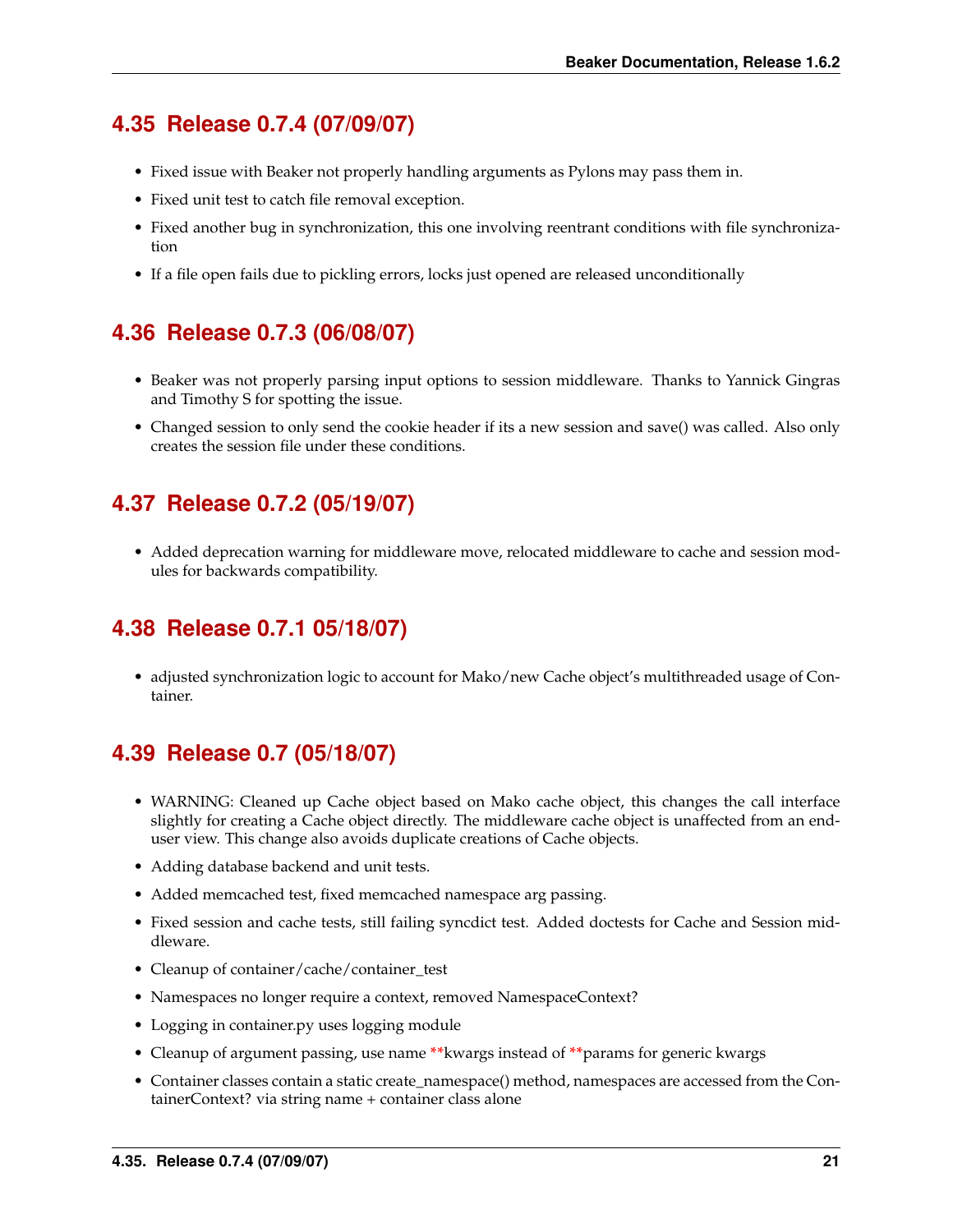## 4.35 Release 0.7.4 (07/09/07)

- Fixed issue with Beaker not properly handling arguments as Pylons may pass them in.
- Fixed unit test to catch file removal exception.
- Fixed another bug in synchronization, this one involving reentrant conditions with file synchronization
- If a file open fails due to pickling errors, locks just opened are released unconditionally

## 4.36 Release 0.7.3 (06/08/07)

- Beaker was not properly parsing input options to session middleware. Thanks to Yannick Gingras and Timothy S for spotting the issue.
- Changed session to only send the cookie header if its a new session and save() was called. Also only creates the session file under these conditions.

## 4.37 Release 0.7.2 (05/19/07)

- Added deprecation warning for middleware move, relocated middleware to cache and session modules for backwards compatibility.

## 4.38 Release 0.7.1 05/18/07)

- adjusted synchronization logic to account for Mako/new Cache object's multithreaded usage of Container.

## 4.39 Release 0.7 (05/18/07)

- WARNING: Cleaned up Cache object based on Mako cache object, this changes the call interface slightly for creating a Cache object directly. The middleware cache object is unaffected from an end-user view. This change also avoids duplicate creations of Cache objects.
- Adding database backend and unit tests.
- Added memcached test, fixed memcached namespace arg passing.
- Fixed session and cache tests, still failing syncdict test. Added doctests for Cache and Session middleware.
- Cleanup of container/cache/container_test
- Namespaces no longer require a context, removed NamespaceContext?
- Logging in container.py uses logging module
- Cleanup of argument passing, use name **kwargs instead of **params for generic kwargs
- Container classes contain a static create_namespace() method, namespaces are accessed from the ContainerContext? via string name + container class alone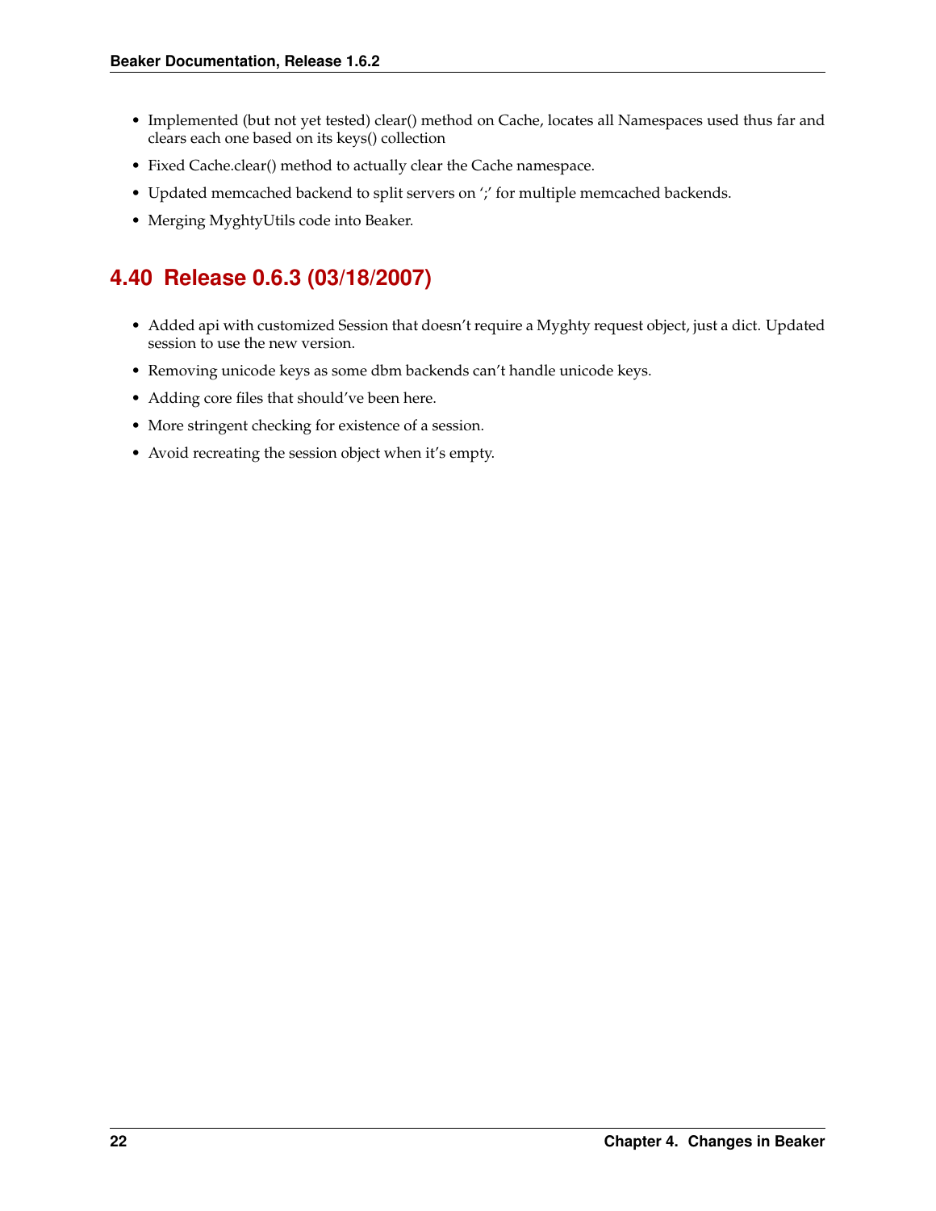- Implemented (but not yet tested) clear() method on Cache, locates all Namespaces used thus far and clears each one based on its keys() collection
- Fixed Cache.clear() method to actually clear the Cache namespace.
- Updated memcached backend to split servers on ';' for multiple memcached backends.
- Merging MyghtyUtils code into Beaker.

## 4.40 Release 0.6.3 (03/18/2007)

- Added api with customized Session that doesn't require a Myghty request object, just a dict. Updated session to use the new version.
- Removing unicode keys as some dbm backends can't handle unicode keys.
- Adding core files that should've been here.
- More stringent checking for existence of a session.
- Avoid recreating the session object when it's empty.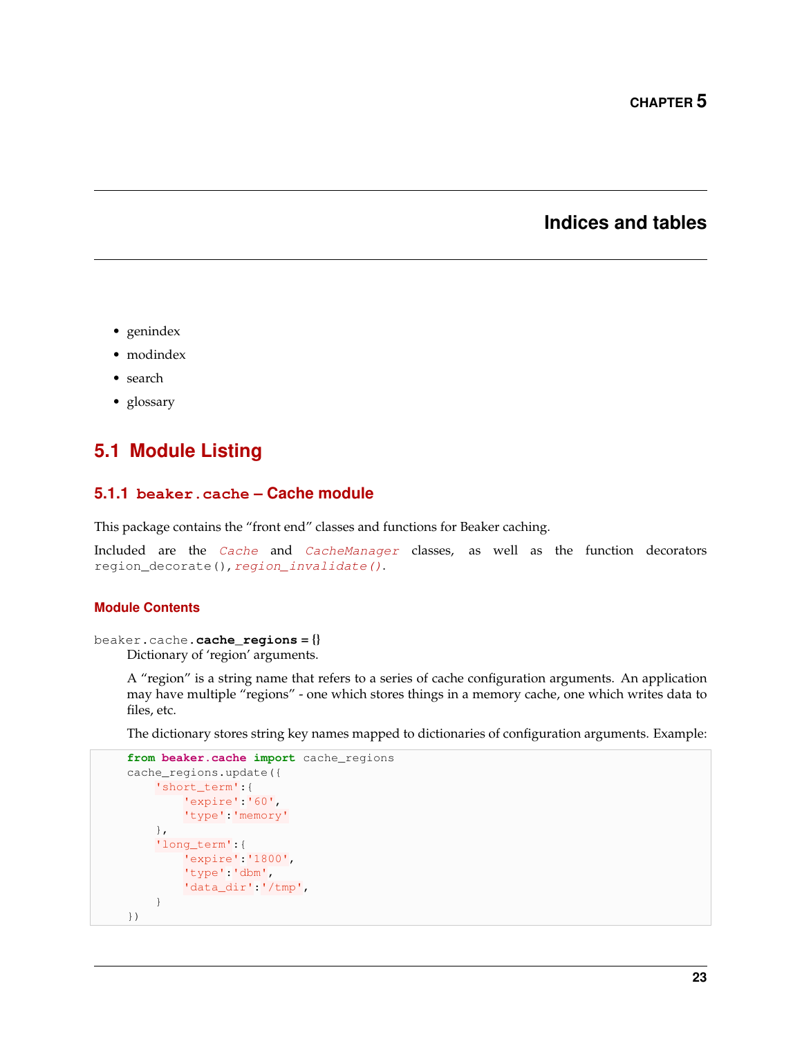# CHAPTER 5

# Indices and tables

- genindex
- modindex
- search
- glossary

## 5.1 Module Listing

### 5.1.1 `beaker.cache` – Cache module

This package contains the "front end" classes and functions for Beaker caching.

Included are the *Cache* and *CacheManager* classes, as well as the function decorators `region_decorate()`, *`region_invalidate()`*.

#### Module Contents

`beaker.cache.`**`cache_regions`** = {}

Dictionary of 'region' arguments.

A "region" is a string name that refers to a series of cache configuration arguments. An application may have multiple "regions" - one which stores things in a memory cache, one which writes data to files, etc.

The dictionary stores string key names mapped to dictionaries of configuration arguments. Example:

```
from beaker.cache import cache_regions
cache_regions.update({
    'short_term':{
        'expire':'60',
        'type':'memory'
    },
    'long_term':{
        'expire':'1800',
        'type':'dbm',
        'data_dir':'/tmp',
    }
})
```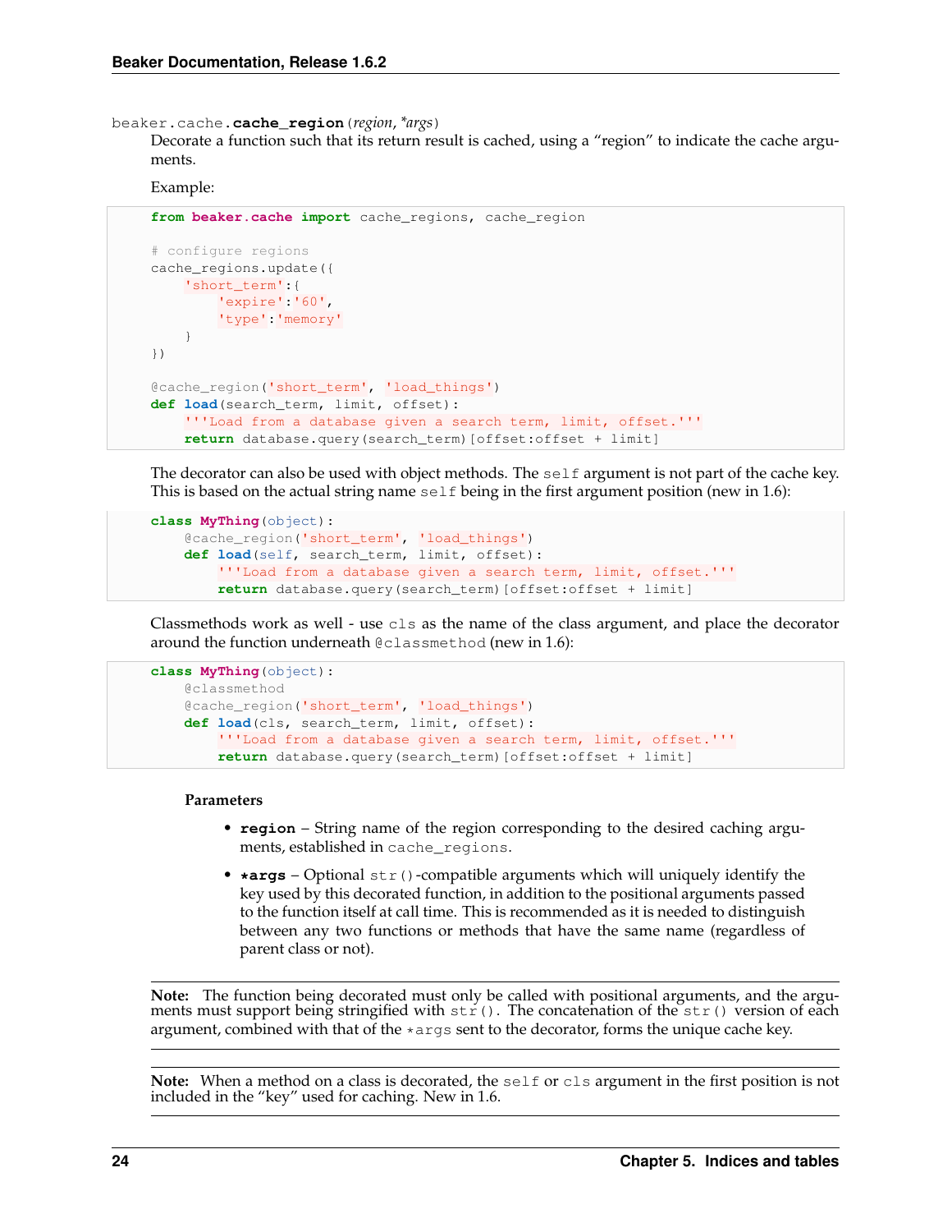`beaker.cache.`**`cache_region`**(*region*, **args*)

Decorate a function such that its return result is cached, using a "region" to indicate the cache arguments.

Example:

```
from beaker.cache import cache_regions, cache_region

# configure regions
cache_regions.update({
    'short_term':{
        'expire':'60',
        'type':'memory'
    }
})

@cache_region('short_term', 'load_things')
def load(search_term, limit, offset):
    '''Load from a database given a search term, limit, offset.'''
    return database.query(search_term)[offset:offset + limit]
```

The decorator can also be used with object methods. The `self` argument is not part of the cache key. This is based on the actual string name `self` being in the first argument position (new in 1.6):

```
class MyThing(object):
    @cache_region('short_term', 'load_things')
    def load(self, search_term, limit, offset):
        '''Load from a database given a search term, limit, offset.'''
        return database.query(search_term)[offset:offset + limit]
```

Classmethods work as well - use `cls` as the name of the class argument, and place the decorator around the function underneath `@classmethod` (new in 1.6):

```
class MyThing(object):
    @classmethod
    @cache_region('short_term', 'load_things')
    def load(cls, search_term, limit, offset):
        '''Load from a database given a search term, limit, offset.'''
        return database.query(search_term)[offset:offset + limit]
```

**Parameters**

- **region** – String name of the region corresponding to the desired caching arguments, established in `cache_regions`.
- ***args** – Optional `str()`-compatible arguments which will uniquely identify the key used by this decorated function, in addition to the positional arguments passed to the function itself at call time. This is recommended as it is needed to distinguish between any two functions or methods that have the same name (regardless of parent class or not).

**Note:** The function being decorated must only be called with positional arguments, and the arguments must support being stringified with `str()`. The concatenation of the `str()` version of each argument, combined with that of the `*args` sent to the decorator, forms the unique cache key.

**Note:** When a method on a class is decorated, the `self` or `cls` argument in the first position is not included in the "key" used for caching. New in 1.6.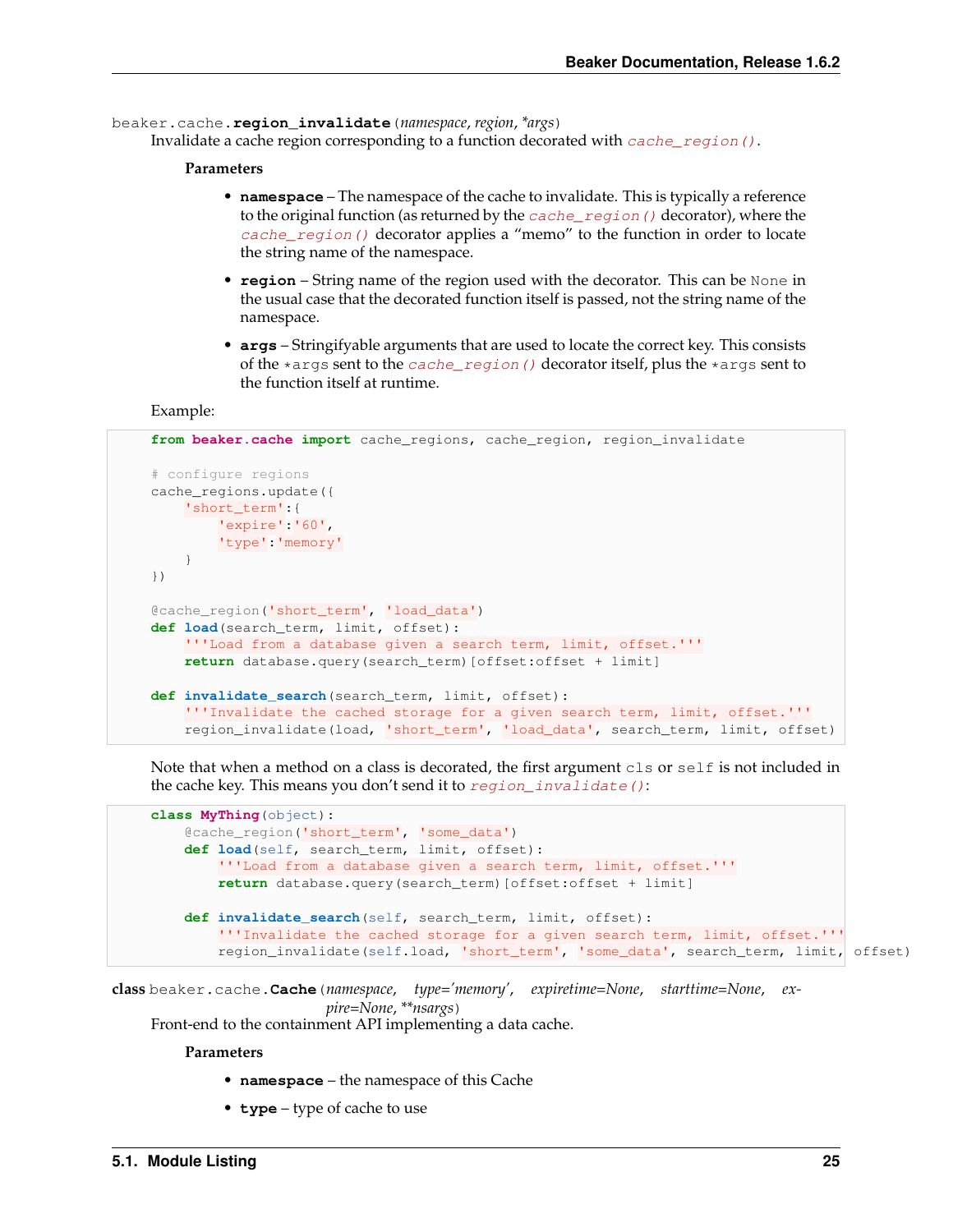`beaker.cache.region_invalidate(namespace, region, *args)`

Invalidate a cache region corresponding to a function decorated with `cache_region()`.

**Parameters**

- **namespace** – The namespace of the cache to invalidate. This is typically a reference to the original function (as returned by the `cache_region()` decorator), where the `cache_region()` decorator applies a "memo" to the function in order to locate the string name of the namespace.
- **region** – String name of the region used with the decorator. This can be `None` in the usual case that the decorated function itself is passed, not the string name of the namespace.
- **args** – Stringifyable arguments that are used to locate the correct key. This consists of the `*args` sent to the `cache_region()` decorator itself, plus the `*args` sent to the function itself at runtime.

Example:

```
from beaker.cache import cache_regions, cache_region, region_invalidate

# configure regions
cache_regions.update({
    'short_term':{
        'expire':'60',
        'type':'memory'
    }
})

@cache_region('short_term', 'load_data')
def load(search_term, limit, offset):
    '''Load from a database given a search term, limit, offset.'''
    return database.query(search_term)[offset:offset + limit]

def invalidate_search(search_term, limit, offset):
    '''Invalidate the cached storage for a given search term, limit, offset.'''
    region_invalidate(load, 'short_term', 'load_data', search_term, limit, offset)
```

Note that when a method on a class is decorated, the first argument `cls` or `self` is not included in the cache key. This means you don't send it to `region_invalidate()`:

```
class MyThing(object):
    @cache_region('short_term', 'some_data')
    def load(self, search_term, limit, offset):
        '''Load from a database given a search term, limit, offset.'''
        return database.query(search_term)[offset:offset + limit]

    def invalidate_search(self, search_term, limit, offset):
        '''Invalidate the cached storage for a given search term, limit, offset.'''
        region_invalidate(self.load, 'short_term', 'some_data', search_term, limit, offset)
```

**class** `beaker.cache.Cache(namespace, type='memory', expiretime=None, starttime=None, expire=None, **nsargs)`

Front-end to the containment API implementing a data cache.

**Parameters**

- **namespace** – the namespace of this Cache
- **type** – type of cache to use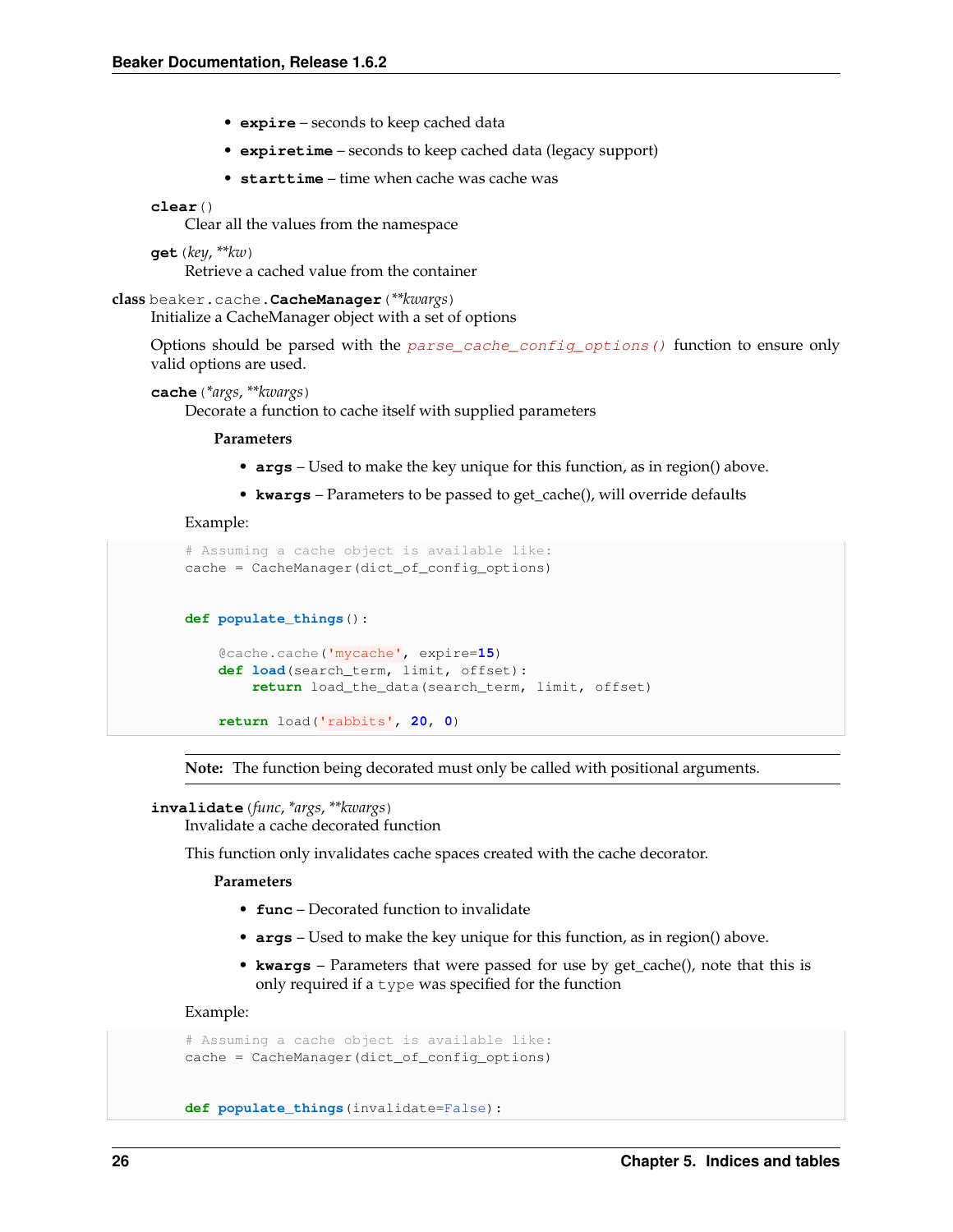- **expire** – seconds to keep cached data
- **expiretime** – seconds to keep cached data (legacy support)
- **starttime** – time when cache was cache was

**clear**()

Clear all the values from the namespace

**get**(*key*, ***kw*)

Retrieve a cached value from the container

**class** beaker.cache.**CacheManager**(***kwargs*)

Initialize a CacheManager object with a set of options

Options should be parsed with the *parse_cache_config_options()* function to ensure only valid options are used.

**cache**(**args*, ***kwargs*)

Decorate a function to cache itself with supplied parameters

**Parameters**

- **args** – Used to make the key unique for this function, as in region() above.
- **kwargs** – Parameters to be passed to get_cache(), will override defaults

Example:

```
# Assuming a cache object is available like:
cache = CacheManager(dict_of_config_options)


def populate_things():

    @cache.cache('mycache', expire=15)
    def load(search_term, limit, offset):
        return load_the_data(search_term, limit, offset)

    return load('rabbits', 20, 0)
```

**Note:** The function being decorated must only be called with positional arguments.

**invalidate**(*func*, **args*, ***kwargs*)

Invalidate a cache decorated function

This function only invalidates cache spaces created with the cache decorator.

**Parameters**

- **func** – Decorated function to invalidate
- **args** – Used to make the key unique for this function, as in region() above.
- **kwargs** – Parameters that were passed for use by get_cache(), note that this is only required if a `type` was specified for the function

Example:

```
# Assuming a cache object is available like:
cache = CacheManager(dict_of_config_options)


def populate_things(invalidate=False):
```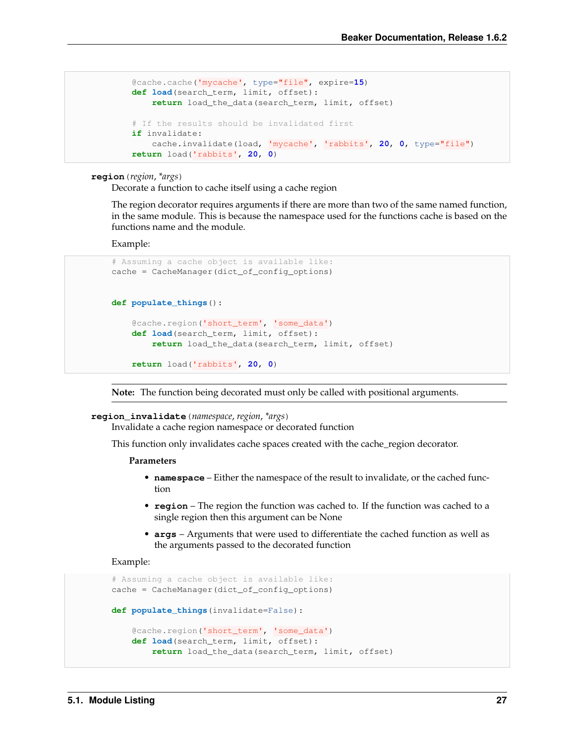```python
    @cache.cache('mycache', type="file", expire=15)
    def load(search_term, limit, offset):
        return load_the_data(search_term, limit, offset)

    # If the results should be invalidated first
    if invalidate:
        cache.invalidate(load, 'mycache', 'rabbits', 20, 0, type="file")
    return load('rabbits', 20, 0)
```

**region**(*region*, **args*)

Decorate a function to cache itself using a cache region

The region decorator requires arguments if there are more than two of the same named function, in the same module. This is because the namespace used for the functions cache is based on the functions name and the module.

Example:

```python
# Assuming a cache object is available like:
cache = CacheManager(dict_of_config_options)


def populate_things():

    @cache.region('short_term', 'some_data')
    def load(search_term, limit, offset):
        return load_the_data(search_term, limit, offset)

    return load('rabbits', 20, 0)
```

**Note:** The function being decorated must only be called with positional arguments.

**region_invalidate**(*namespace*, *region*, **args*)

Invalidate a cache region namespace or decorated function

This function only invalidates cache spaces created with the cache_region decorator.

**Parameters**

- **namespace** – Either the namespace of the result to invalidate, or the cached function
- **region** – The region the function was cached to. If the function was cached to a single region then this argument can be None
- **args** – Arguments that were used to differentiate the cached function as well as the arguments passed to the decorated function

Example:

```python
# Assuming a cache object is available like:
cache = CacheManager(dict_of_config_options)

def populate_things(invalidate=False):

    @cache.region('short_term', 'some_data')
    def load(search_term, limit, offset):
        return load_the_data(search_term, limit, offset)
```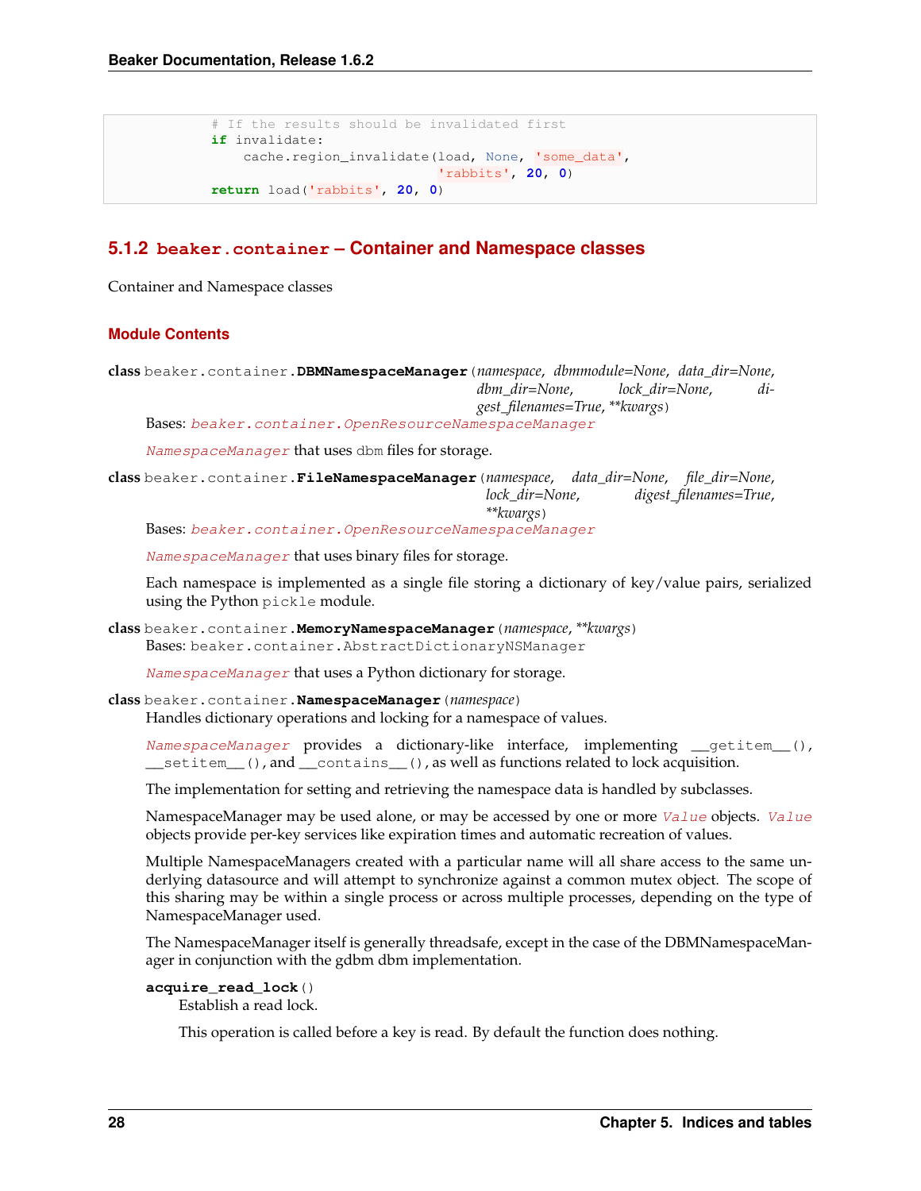```python
    # If the results should be invalidated first
    if invalidate:
        cache.region_invalidate(load, None, 'some_data',
                                'rabbits', 20, 0)
    return load('rabbits', 20, 0)
```

### 5.1.2 beaker.container – Container and Namespace classes

Container and Namespace classes

#### Module Contents

**class** beaker.container.**DBMNamespaceManager**(*namespace*, *dbmmodule=None*, *data_dir=None*, *dbm_dir=None*, *lock_dir=None*, *digest_filenames=True*, ***kwargs*)

Bases: *beaker.container.OpenResourceNamespaceManager*

*NamespaceManager* that uses dbm files for storage.

**class** beaker.container.**FileNamespaceManager**(*namespace*, *data_dir=None*, *file_dir=None*, *lock_dir=None*, *digest_filenames=True*, ***kwargs*)

Bases: *beaker.container.OpenResourceNamespaceManager*

*NamespaceManager* that uses binary files for storage.

Each namespace is implemented as a single file storing a dictionary of key/value pairs, serialized using the Python pickle module.

**class** beaker.container.**MemoryNamespaceManager**(*namespace*, ***kwargs*)

Bases: beaker.container.AbstractDictionaryNSManager

*NamespaceManager* that uses a Python dictionary for storage.

**class** beaker.container.**NamespaceManager**(*namespace*)

Handles dictionary operations and locking for a namespace of values.

*NamespaceManager* provides a dictionary-like interface, implementing `__getitem__()`, `__setitem__()`, and `__contains__()`, as well as functions related to lock acquisition.

The implementation for setting and retrieving the namespace data is handled by subclasses.

NamespaceManager may be used alone, or may be accessed by one or more *Value* objects. *Value* objects provide per-key services like expiration times and automatic recreation of values.

Multiple NamespaceManagers created with a particular name will all share access to the same underlying datasource and will attempt to synchronize against a common mutex object. The scope of this sharing may be within a single process or across multiple processes, depending on the type of NamespaceManager used.

The NamespaceManager itself is generally threadsafe, except in the case of the DBMNamespaceManager in conjunction with the gdbm dbm implementation.

**acquire_read_lock**()

Establish a read lock.

This operation is called before a key is read. By default the function does nothing.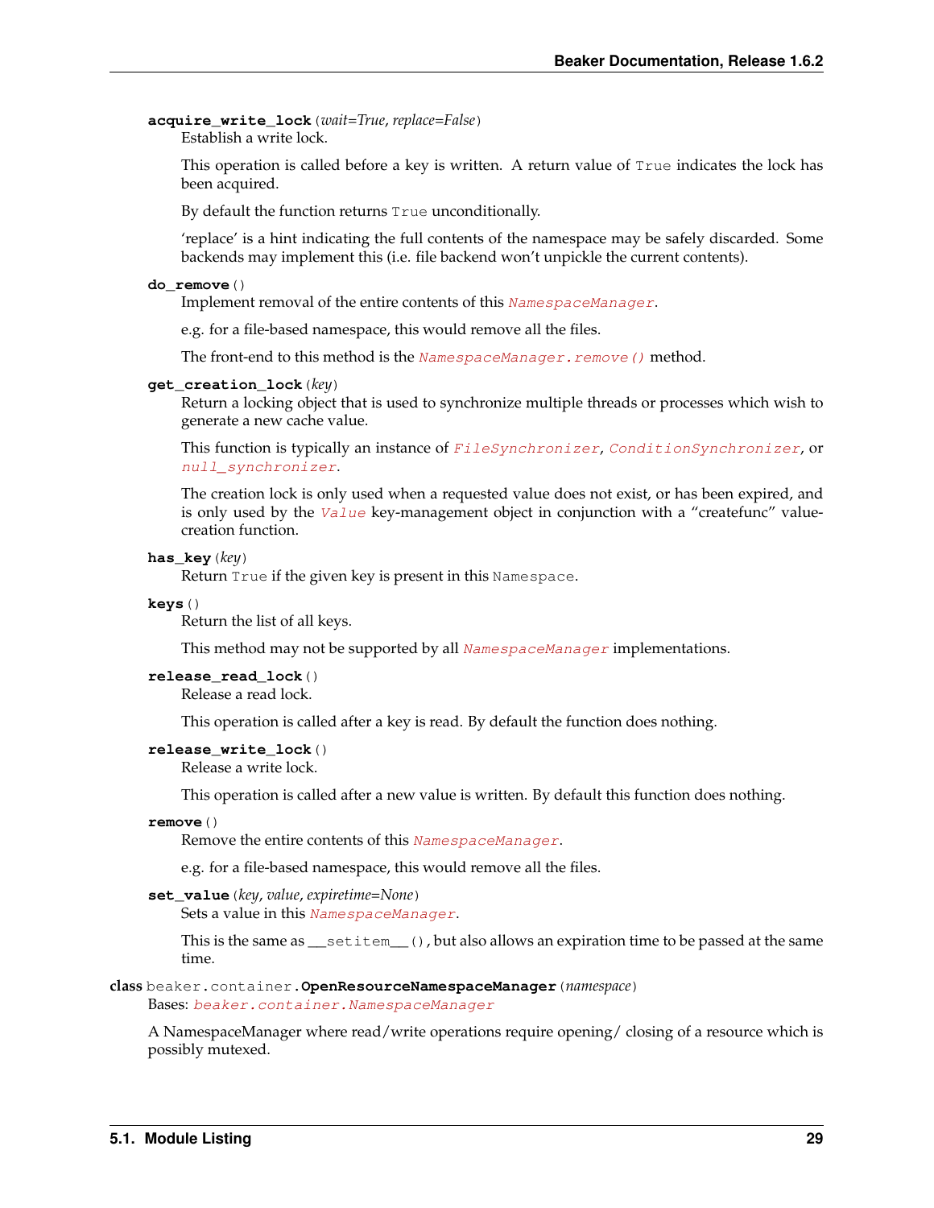**acquire_write_lock**(*wait=True*, *replace=False*)
Establish a write lock.

This operation is called before a key is written. A return value of `True` indicates the lock has been acquired.

By default the function returns `True` unconditionally.

'replace' is a hint indicating the full contents of the namespace may be safely discarded. Some backends may implement this (i.e. file backend won't unpickle the current contents).

**do_remove**()
Implement removal of the entire contents of this `NamespaceManager`.

e.g. for a file-based namespace, this would remove all the files.

The front-end to this method is the `NamespaceManager.remove()` method.

**get_creation_lock**(*key*)
Return a locking object that is used to synchronize multiple threads or processes which wish to generate a new cache value.

This function is typically an instance of `FileSynchronizer`, `ConditionSynchronizer`, or `null_synchronizer`.

The creation lock is only used when a requested value does not exist, or has been expired, and is only used by the `Value` key-management object in conjunction with a "createfunc" value-creation function.

**has_key**(*key*)
Return `True` if the given key is present in this `Namespace`.

**keys**()
Return the list of all keys.

This method may not be supported by all `NamespaceManager` implementations.

**release_read_lock**()
Release a read lock.

This operation is called after a key is read. By default the function does nothing.

**release_write_lock**()
Release a write lock.

This operation is called after a new value is written. By default this function does nothing.

**remove**()
Remove the entire contents of this `NamespaceManager`.

e.g. for a file-based namespace, this would remove all the files.

**set_value**(*key*, *value*, *expiretime=None*)
Sets a value in this `NamespaceManager`.

This is the same as `__setitem__()`, but also allows an expiration time to be passed at the same time.

**class** `beaker.container.`**OpenResourceNamespaceManager**(*namespace*)
Bases: `beaker.container.NamespaceManager`

A NamespaceManager where read/write operations require opening/ closing of a resource which is possibly mutexed.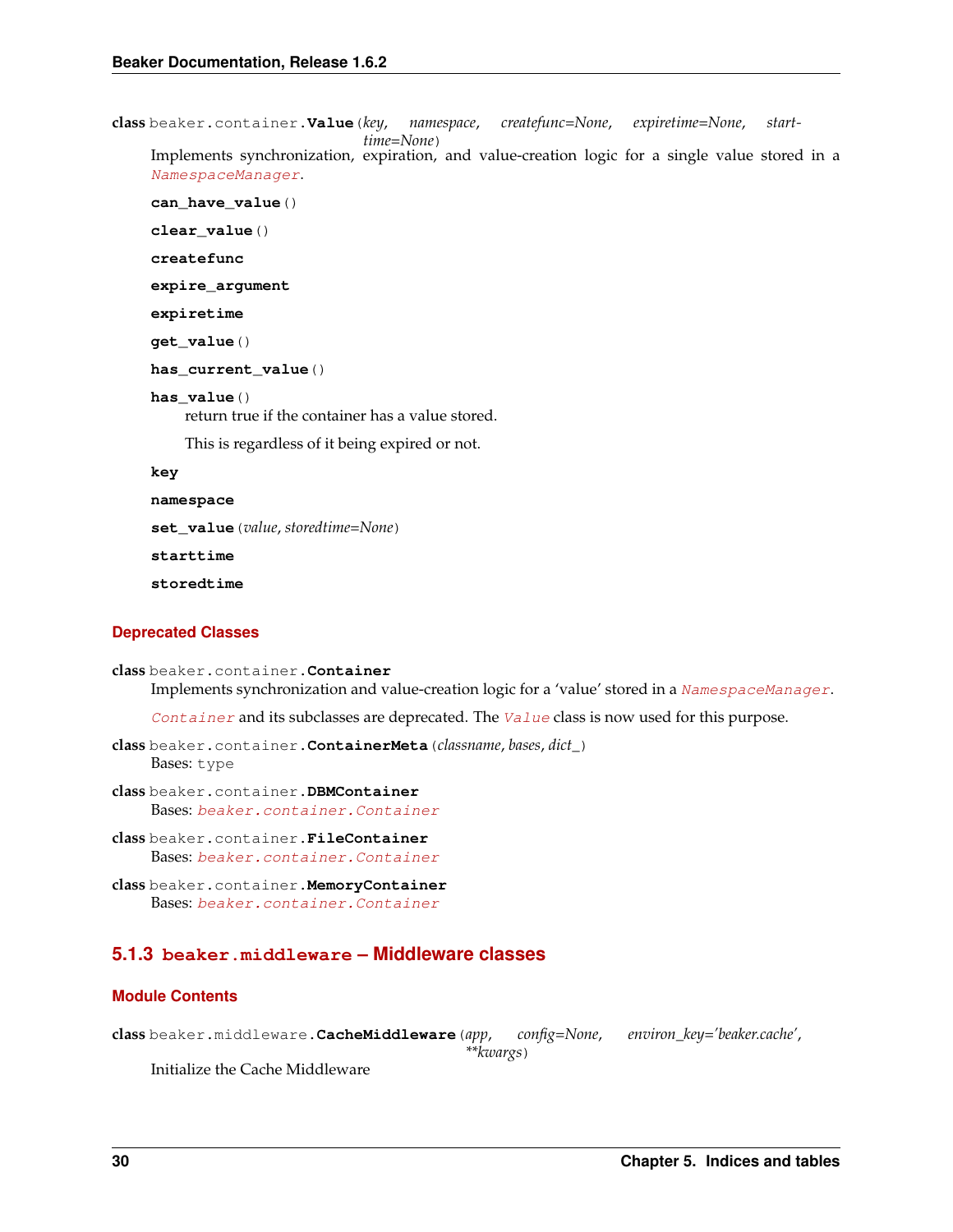**class** beaker.container.**Value**(*key*, *namespace*, *createfunc=None*, *expiretime=None*, *starttime=None*)

Implements synchronization, expiration, and value-creation logic for a single value stored in a *NamespaceManager*.

**can_have_value**()

**clear_value**()

**createfunc**

**expire_argument**

**expiretime**

**get_value**()

**has_current_value**()

**has_value**()

return true if the container has a value stored.

This is regardless of it being expired or not.

**key**

**namespace**

**set_value**(*value*, *storedtime=None*)

**starttime**

**storedtime**

#### Deprecated Classes

**class** beaker.container.**Container**

Implements synchronization and value-creation logic for a 'value' stored in a *NamespaceManager*.

*Container* and its subclasses are deprecated. The *Value* class is now used for this purpose.

**class** beaker.container.**ContainerMeta**(*classname*, *bases*, *dict_*)

Bases: type

**class** beaker.container.**DBMContainer**

Bases: *beaker.container.Container*

**class** beaker.container.**FileContainer**

Bases: *beaker.container.Container*

**class** beaker.container.**MemoryContainer**

Bases: *beaker.container.Container*

### 5.1.3 beaker.middleware – Middleware classes

#### Module Contents

**class** beaker.middleware.**CacheMiddleware**(*app*, *config=None*, *environ_key='beaker.cache'*, ***kwargs*)

Initialize the Cache Middleware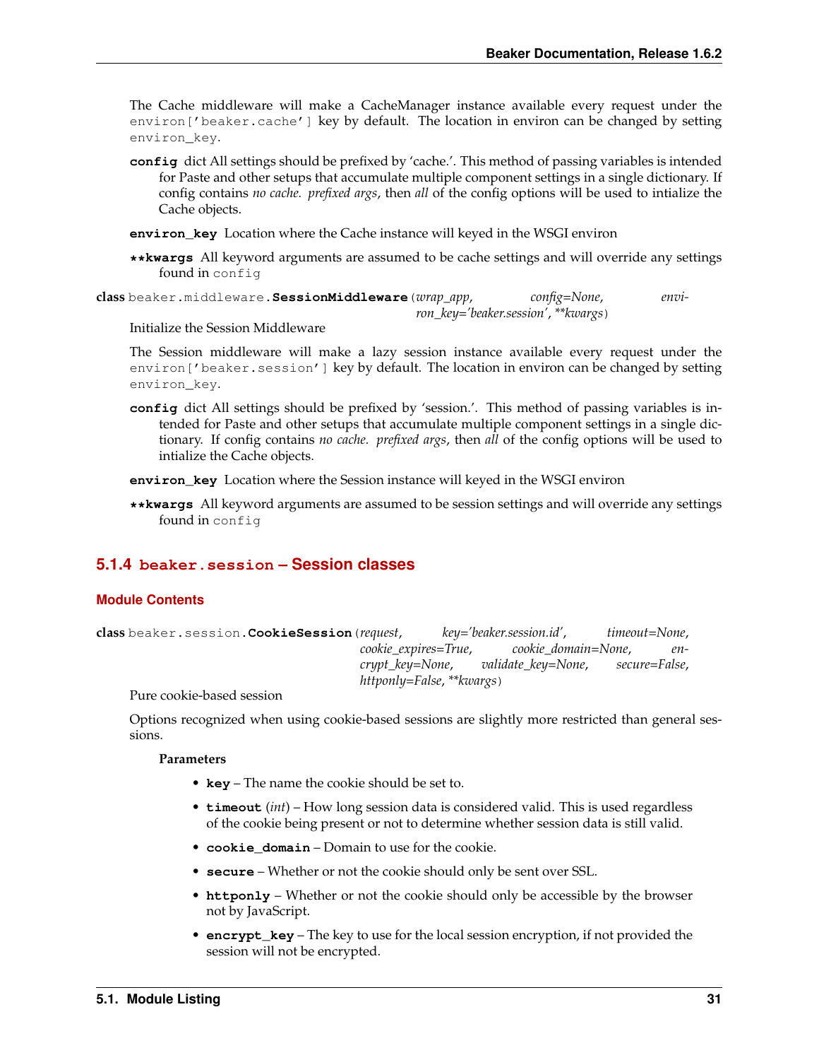The Cache middleware will make a CacheManager instance available every request under the `environ['beaker.cache']` key by default. The location in environ can be changed by setting `environ_key`.

**config** dict All settings should be prefixed by 'cache.'. This method of passing variables is intended for Paste and other setups that accumulate multiple component settings in a single dictionary. If config contains *no cache. prefixed args*, then *all* of the config options will be used to intialize the Cache objects.

**environ_key** Location where the Cache instance will keyed in the WSGI environ

****kwargs** All keyword arguments are assumed to be cache settings and will override any settings found in `config`

**class** beaker.middleware.**SessionMiddleware**(*wrap_app*, *config=None*, *environ_key='beaker.session'*, ***kwargs*)

Initialize the Session Middleware

The Session middleware will make a lazy session instance available every request under the `environ['beaker.session']` key by default. The location in environ can be changed by setting `environ_key`.

**config** dict All settings should be prefixed by 'session.'. This method of passing variables is intended for Paste and other setups that accumulate multiple component settings in a single dictionary. If config contains *no cache. prefixed args*, then *all* of the config options will be used to intialize the Cache objects.

**environ_key** Location where the Session instance will keyed in the WSGI environ

****kwargs** All keyword arguments are assumed to be session settings and will override any settings found in `config`

### 5.1.4 `beaker.session` – Session classes

#### Module Contents

**class** beaker.session.**CookieSession**(*request*, *key='beaker.session.id'*, *timeout=None*, *cookie_expires=True*, *cookie_domain=None*, *encrypt_key=None*, *validate_key=None*, *secure=False*, *httponly=False*, ***kwargs*)

Pure cookie-based session

Options recognized when using cookie-based sessions are slightly more restricted than general sessions.

**Parameters**

- **key** – The name the cookie should be set to.
- **timeout** (*int*) – How long session data is considered valid. This is used regardless of the cookie being present or not to determine whether session data is still valid.
- **cookie_domain** – Domain to use for the cookie.
- **secure** – Whether or not the cookie should only be sent over SSL.
- **httponly** – Whether or not the cookie should only be accessible by the browser not by JavaScript.
- **encrypt_key** – The key to use for the local session encryption, if not provided the session will not be encrypted.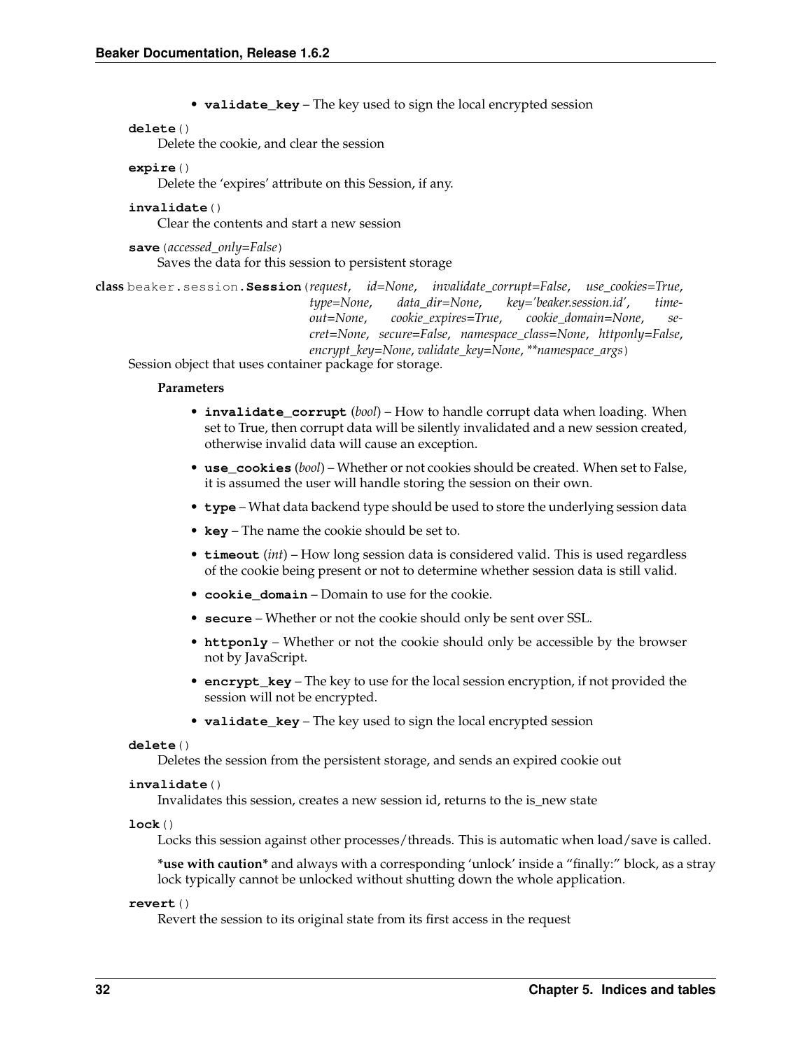- **validate_key** – The key used to sign the local encrypted session

**delete**()

Delete the cookie, and clear the session

**expire**()

Delete the 'expires' attribute on this Session, if any.

**invalidate**()

Clear the contents and start a new session

**save**(*accessed_only=False*)

Saves the data for this session to persistent storage

**class** beaker.session.**Session**(*request*, *id=None*, *invalidate_corrupt=False*, *use_cookies=True*, *type=None*, *data_dir=None*, *key='beaker.session.id'*, *timeout=None*, *cookie_expires=True*, *cookie_domain=None*, *secret=None*, *secure=False*, *namespace_class=None*, *httponly=False*, *encrypt_key=None*, *validate_key=None*, ***namespace_args*)

Session object that uses container package for storage.

**Parameters**

- **invalidate_corrupt** (*bool*) – How to handle corrupt data when loading. When set to True, then corrupt data will be silently invalidated and a new session created, otherwise invalid data will cause an exception.
- **use_cookies** (*bool*) – Whether or not cookies should be created. When set to False, it is assumed the user will handle storing the session on their own.
- **type** – What data backend type should be used to store the underlying session data
- **key** – The name the cookie should be set to.
- **timeout** (*int*) – How long session data is considered valid. This is used regardless of the cookie being present or not to determine whether session data is still valid.
- **cookie_domain** – Domain to use for the cookie.
- **secure** – Whether or not the cookie should only be sent over SSL.
- **httponly** – Whether or not the cookie should only be accessible by the browser not by JavaScript.
- **encrypt_key** – The key to use for the local session encryption, if not provided the session will not be encrypted.
- **validate_key** – The key used to sign the local encrypted session

**delete**()

Deletes the session from the persistent storage, and sends an expired cookie out

**invalidate**()

Invalidates this session, creates a new session id, returns to the is_new state

**lock**()

Locks this session against other processes/threads. This is automatic when load/save is called.

***use with caution*** and always with a corresponding 'unlock' inside a "finally:" block, as a stray lock typically cannot be unlocked without shutting down the whole application.

**revert**()

Revert the session to its original state from its first access in the request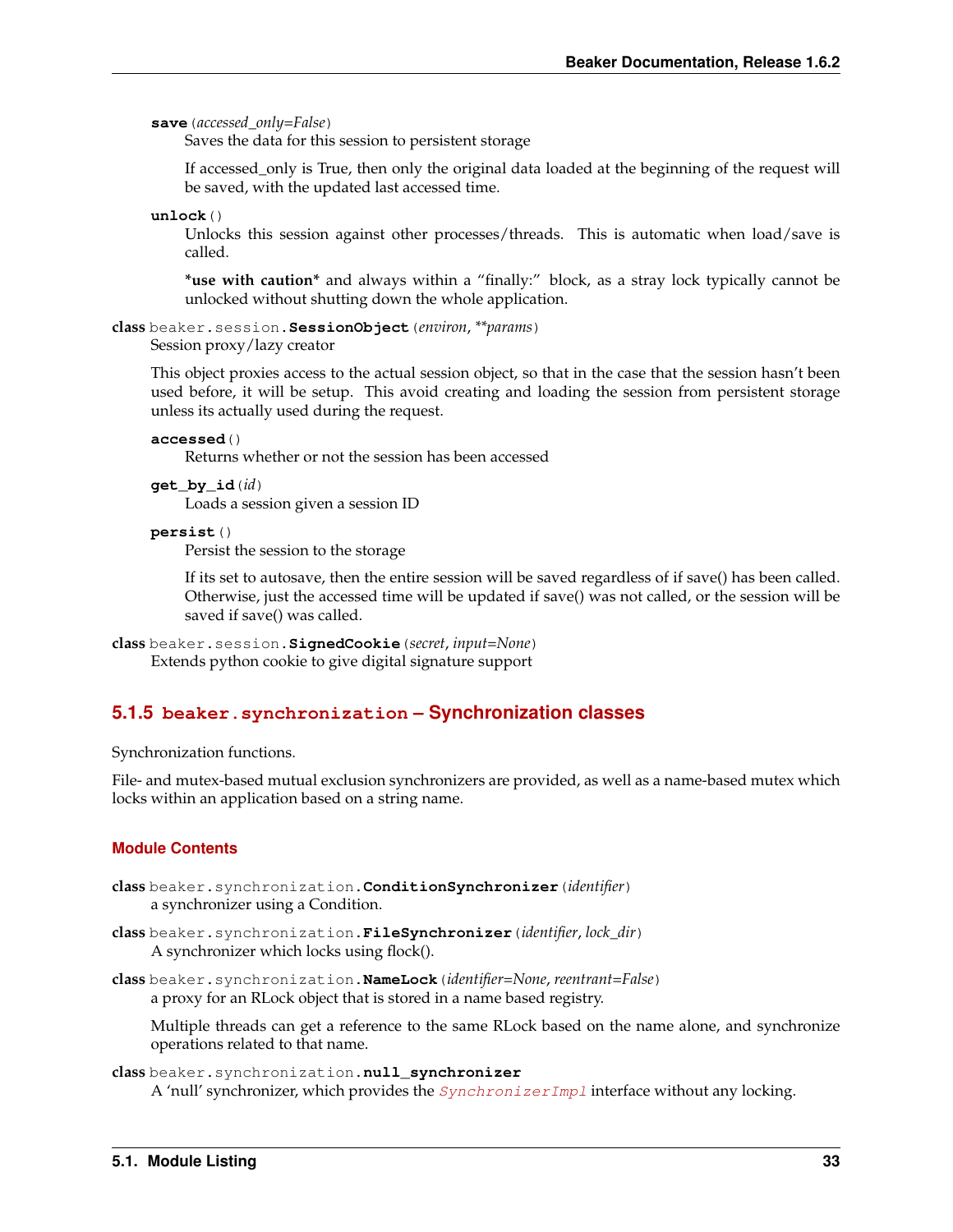**save**(*accessed_only=False*)
Saves the data for this session to persistent storage

If accessed_only is True, then only the original data loaded at the beginning of the request will be saved, with the updated last accessed time.

**unlock**()
Unlocks this session against other processes/threads. This is automatic when load/save is called.

***use with caution*** and always within a "finally:" block, as a stray lock typically cannot be unlocked without shutting down the whole application.

**class** beaker.session.**SessionObject**(*environ*, ***params*)
Session proxy/lazy creator

This object proxies access to the actual session object, so that in the case that the session hasn't been used before, it will be setup. This avoid creating and loading the session from persistent storage unless its actually used during the request.

**accessed**()
Returns whether or not the session has been accessed

**get_by_id**(*id*)
Loads a session given a session ID

**persist**()
Persist the session to the storage

If its set to autosave, then the entire session will be saved regardless of if save() has been called. Otherwise, just the accessed time will be updated if save() was not called, or the session will be saved if save() was called.

**class** beaker.session.**SignedCookie**(*secret*, *input=None*)
Extends python cookie to give digital signature support

### 5.1.5 beaker.synchronization – Synchronization classes

Synchronization functions.

File- and mutex-based mutual exclusion synchronizers are provided, as well as a name-based mutex which locks within an application based on a string name.

#### Module Contents

**class** beaker.synchronization.**ConditionSynchronizer**(*identifier*)
a synchronizer using a Condition.

**class** beaker.synchronization.**FileSynchronizer**(*identifier*, *lock_dir*)
A synchronizer which locks using flock().

**class** beaker.synchronization.**NameLock**(*identifier=None*, *reentrant=False*)
a proxy for an RLock object that is stored in a name based registry.

Multiple threads can get a reference to the same RLock based on the name alone, and synchronize operations related to that name.

**class** beaker.synchronization.**null_synchronizer**
A 'null' synchronizer, which provides the *SynchronizerImpl* interface without any locking.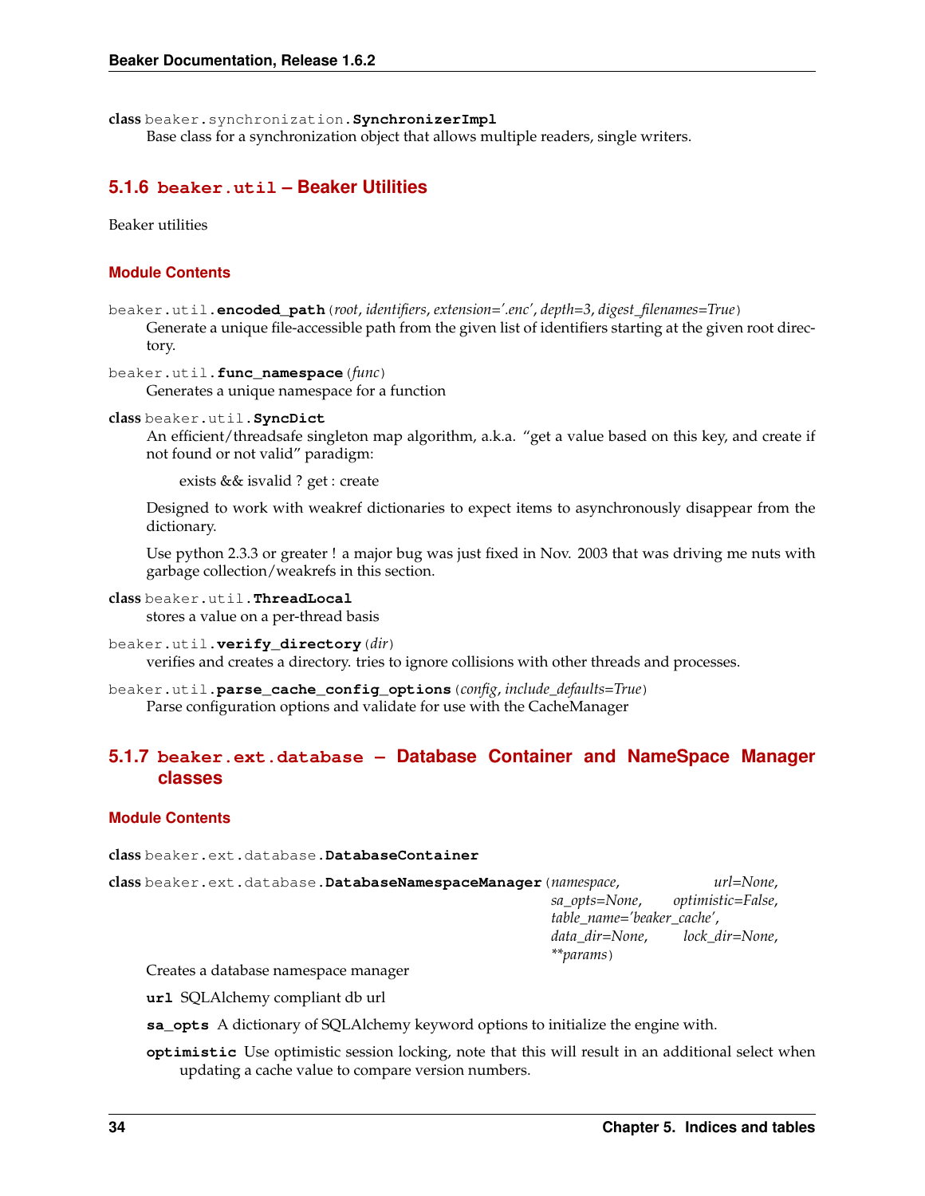**class** beaker.synchronization.**SynchronizerImpl**
Base class for a synchronization object that allows multiple readers, single writers.

### 5.1.6 `beaker.util` – Beaker Utilities

Beaker utilities

#### Module Contents

beaker.util.**encoded_path**(*root*, *identifiers*, *extension='.enc'*, *depth=3*, *digest_filenames=True*)
Generate a unique file-accessible path from the given list of identifiers starting at the given root directory.

beaker.util.**func_namespace**(*func*)
Generates a unique namespace for a function

**class** beaker.util.**SyncDict**
An efficient/threadsafe singleton map algorithm, a.k.a. "get a value based on this key, and create if not found or not valid" paradigm:

> exists && isvalid ? get : create

Designed to work with weakref dictionaries to expect items to asynchronously disappear from the dictionary.

Use python 2.3.3 or greater ! a major bug was just fixed in Nov. 2003 that was driving me nuts with garbage collection/weakrefs in this section.

**class** beaker.util.**ThreadLocal**
stores a value on a per-thread basis

beaker.util.**verify_directory**(*dir*)
verifies and creates a directory. tries to ignore collisions with other threads and processes.

beaker.util.**parse_cache_config_options**(*config*, *include_defaults=True*)
Parse configuration options and validate for use with the CacheManager

### 5.1.7 `beaker.ext.database` – Database Container and NameSpace Manager classes

#### Module Contents

**class** beaker.ext.database.**DatabaseContainer**

**class** beaker.ext.database.**DatabaseNamespaceManager**(*namespace*, *url=None*, *sa_opts=None*, *optimistic=False*, *table_name='beaker_cache'*, *data_dir=None*, *lock_dir=None*, ***params*)
Creates a database namespace manager

**url** SQLAlchemy compliant db url

**sa_opts** A dictionary of SQLAlchemy keyword options to initialize the engine with.

**optimistic** Use optimistic session locking, note that this will result in an additional select when updating a cache value to compare version numbers.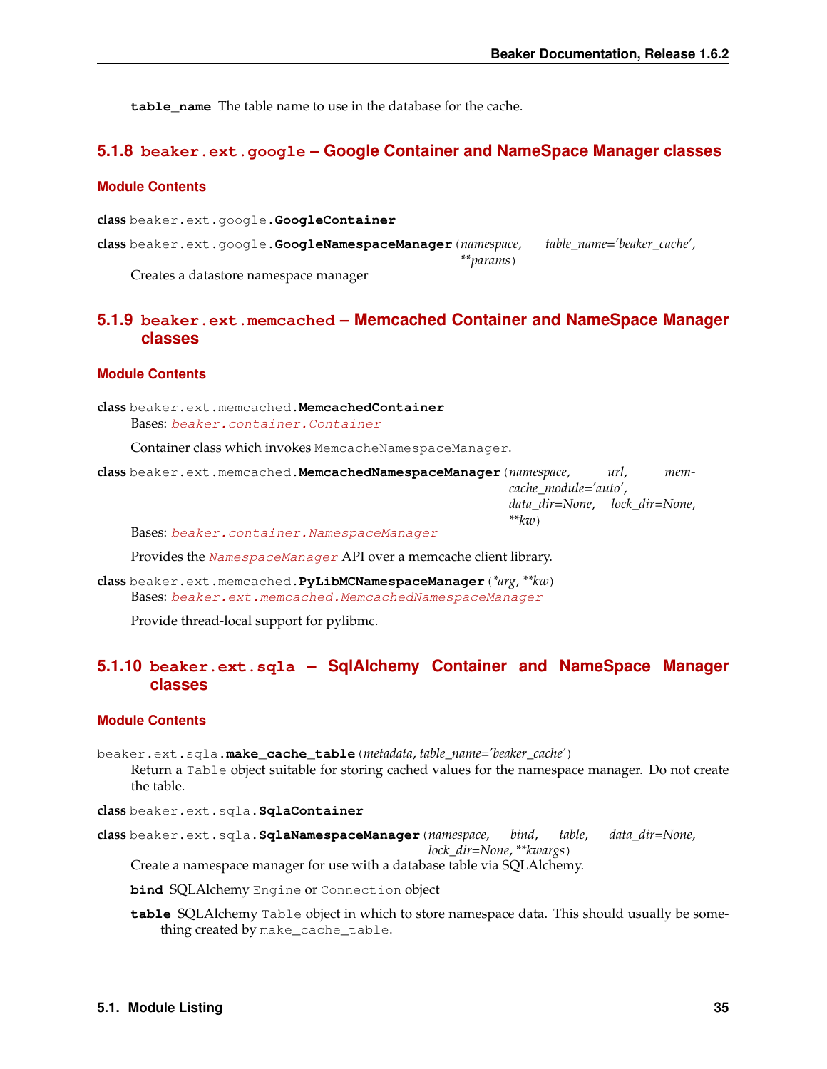**table_name** The table name to use in the database for the cache.

### 5.1.8 `beaker.ext.google` – Google Container and NameSpace Manager classes

#### Module Contents

**class** beaker.ext.google.**GoogleContainer**

**class** beaker.ext.google.**GoogleNamespaceManager**(*namespace*, *table_name='beaker_cache'*, *\*\*params*)

Creates a datastore namespace manager

### 5.1.9 `beaker.ext.memcached` – Memcached Container and NameSpace Manager classes

#### Module Contents

**class** beaker.ext.memcached.**MemcachedContainer**

Bases: `beaker.container.Container`

Container class which invokes `MemcacheNamespaceManager`.

**class** beaker.ext.memcached.**MemcachedNamespaceManager**(*namespace*, *url*, *memcache_module='auto'*, *data_dir=None*, *lock_dir=None*, *\*\*kw*)

Bases: `beaker.container.NamespaceManager`

Provides the `NamespaceManager` API over a memcache client library.

**class** beaker.ext.memcached.**PyLibMCNamespaceManager**(*\*arg*, *\*\*kw*)

Bases: `beaker.ext.memcached.MemcachedNamespaceManager`

Provide thread-local support for pylibmc.

### 5.1.10 `beaker.ext.sqla` – SqlAlchemy Container and NameSpace Manager classes

#### Module Contents

beaker.ext.sqla.**make_cache_table**(*metadata*, *table_name='beaker_cache'*)

Return a `Table` object suitable for storing cached values for the namespace manager. Do not create the table.

**class** beaker.ext.sqla.**SqlaContainer**

**class** beaker.ext.sqla.**SqlaNamespaceManager**(*namespace*, *bind*, *table*, *data_dir=None*, *lock_dir=None*, *\*\*kwargs*)

Create a namespace manager for use with a database table via SQLAlchemy.

**bind** SQLAlchemy `Engine` or `Connection` object

**table** SQLAlchemy `Table` object in which to store namespace data. This should usually be something created by `make_cache_table`.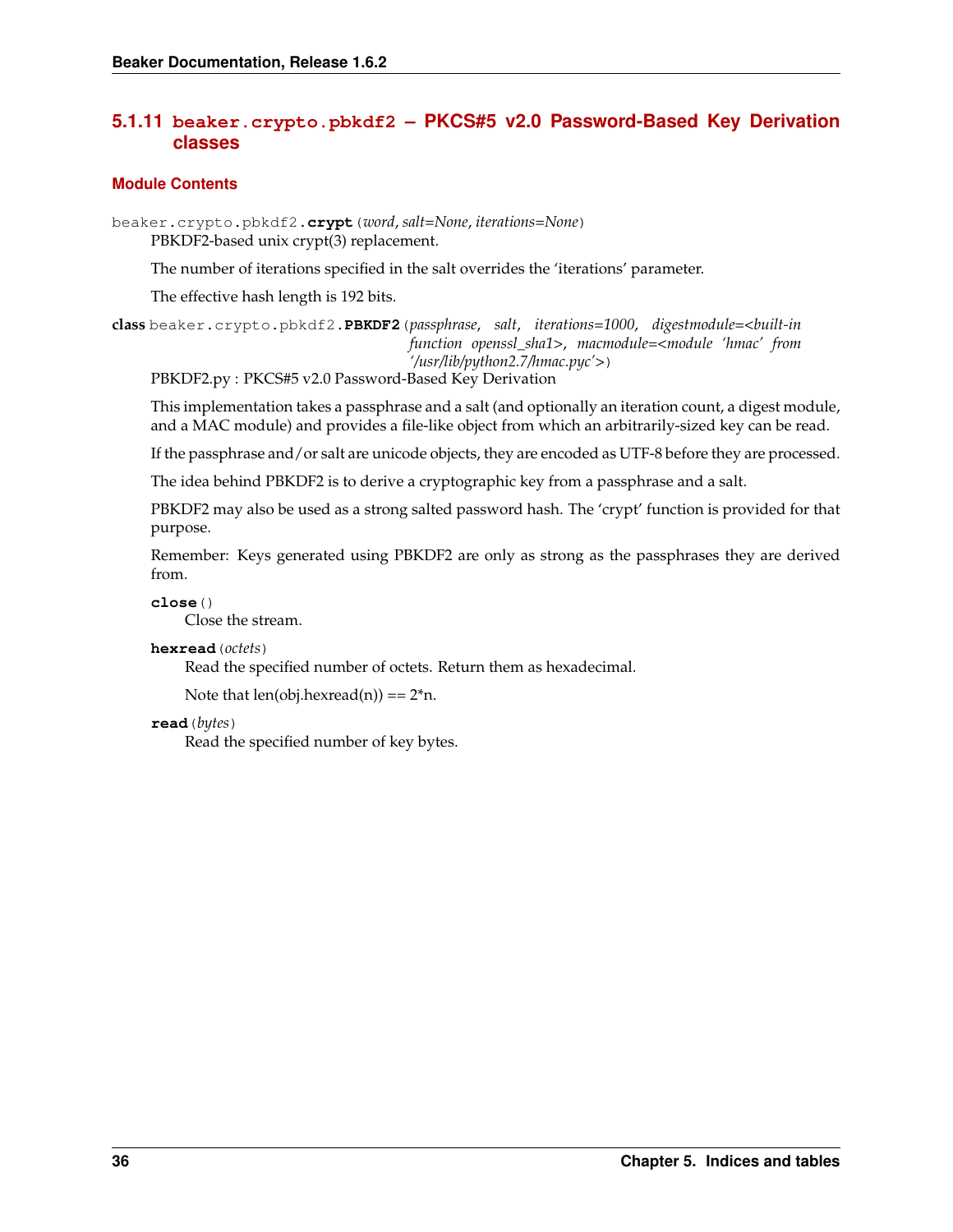### 5.1.11 `beaker.crypto.pbkdf2` – PKCS#5 v2.0 Password-Based Key Derivation classes

#### Module Contents

`beaker.crypto.pbkdf2.`**`crypt`**(*word*, *salt=None*, *iterations=None*)

PBKDF2-based unix crypt(3) replacement.

The number of iterations specified in the salt overrides the 'iterations' parameter.

The effective hash length is 192 bits.

**class** `beaker.crypto.pbkdf2.`**`PBKDF2`**(*passphrase*, *salt*, *iterations=1000*, *digestmodule=<built-in function openssl_sha1>*, *macmodule=<module 'hmac' from '/usr/lib/python2.7/hmac.pyc'>*)

PBKDF2.py : PKCS#5 v2.0 Password-Based Key Derivation

This implementation takes a passphrase and a salt (and optionally an iteration count, a digest module, and a MAC module) and provides a file-like object from which an arbitrarily-sized key can be read.

If the passphrase and/or salt are unicode objects, they are encoded as UTF-8 before they are processed.

The idea behind PBKDF2 is to derive a cryptographic key from a passphrase and a salt.

PBKDF2 may also be used as a strong salted password hash. The 'crypt' function is provided for that purpose.

Remember: Keys generated using PBKDF2 are only as strong as the passphrases they are derived from.

**`close`**()

Close the stream.

**`hexread`**(*octets*)

Read the specified number of octets. Return them as hexadecimal.

Note that len(obj.hexread(n)) == 2*n.

**`read`**(*bytes*)

Read the specified number of key bytes.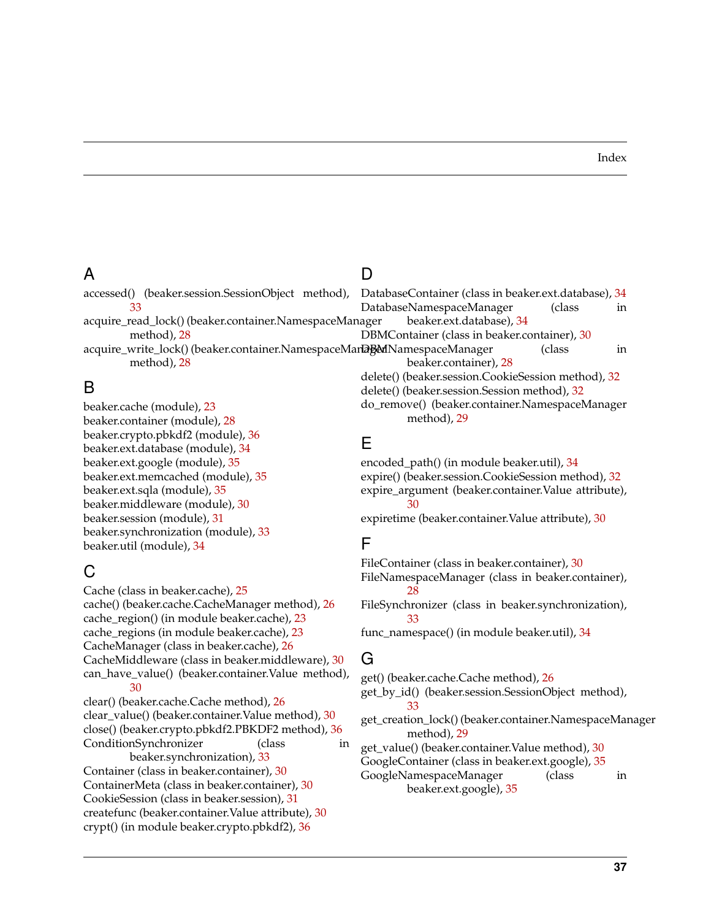# Index

## A

accessed() (beaker.session.SessionObject method), 33
acquire_read_lock() (beaker.container.NamespaceManager method), 28
acquire_write_lock() (beaker.container.NamespaceManager method), 28

## B

beaker.cache (module), 23
beaker.container (module), 28
beaker.crypto.pbkdf2 (module), 36
beaker.ext.database (module), 34
beaker.ext.google (module), 35
beaker.ext.memcached (module), 35
beaker.ext.sqla (module), 35
beaker.middleware (module), 30
beaker.session (module), 31
beaker.synchronization (module), 33
beaker.util (module), 34

## C

Cache (class in beaker.cache), 25
cache() (beaker.cache.CacheManager method), 26
cache_region() (in module beaker.cache), 23
cache_regions (in module beaker.cache), 23
CacheManager (class in beaker.cache), 26
CacheMiddleware (class in beaker.middleware), 30
can_have_value() (beaker.container.Value method), 30
clear() (beaker.cache.Cache method), 26
clear_value() (beaker.container.Value method), 30
close() (beaker.crypto.pbkdf2.PBKDF2 method), 36
ConditionSynchronizer (class in beaker.synchronization), 33
Container (class in beaker.container), 30
ContainerMeta (class in beaker.container), 30
CookieSession (class in beaker.session), 31
createfunc (beaker.container.Value attribute), 30
crypt() (in module beaker.crypto.pbkdf2), 36

## D

DatabaseContainer (class in beaker.ext.database), 34
DatabaseNamespaceManager (class in beaker.ext.database), 34
DBMContainer (class in beaker.container), 30
DBMNamespaceManager (class in beaker.container), 28
delete() (beaker.session.CookieSession method), 32
delete() (beaker.session.Session method), 32
do_remove() (beaker.container.NamespaceManager method), 29

## E

encoded_path() (in module beaker.util), 34
expire() (beaker.session.CookieSession method), 32
expire_argument (beaker.container.Value attribute), 30
expiretime (beaker.container.Value attribute), 30

## F

FileContainer (class in beaker.container), 30
FileNamespaceManager (class in beaker.container), 28
FileSynchronizer (class in beaker.synchronization), 33
func_namespace() (in module beaker.util), 34

## G

get() (beaker.cache.Cache method), 26
get_by_id() (beaker.session.SessionObject method), 33
get_creation_lock() (beaker.container.NamespaceManager method), 29
get_value() (beaker.container.Value method), 30
GoogleContainer (class in beaker.ext.google), 35
GoogleNamespaceManager (class in beaker.ext.google), 35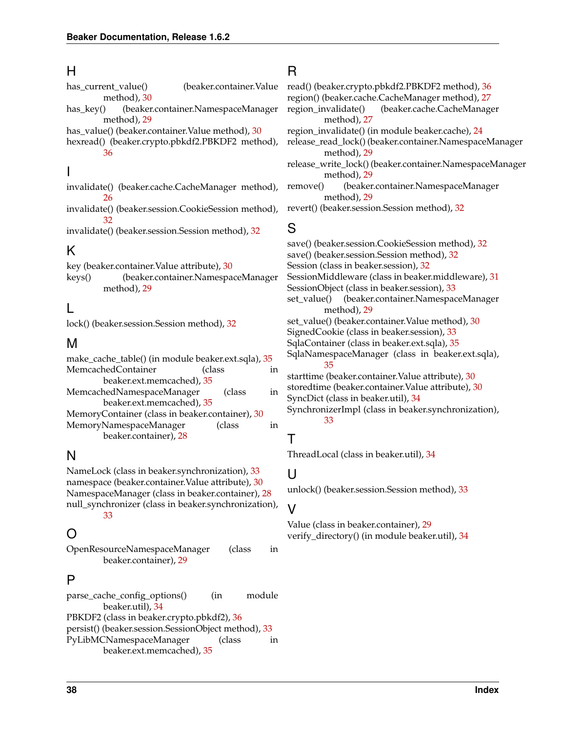## H

has_current_value() (beaker.container.Value method), 30
has_key() (beaker.container.NamespaceManager method), 29
has_value() (beaker.container.Value method), 30
hexread() (beaker.crypto.pbkdf2.PBKDF2 method), 36

## I

invalidate() (beaker.cache.CacheManager method), 26
invalidate() (beaker.session.CookieSession method), 32
invalidate() (beaker.session.Session method), 32

## K

key (beaker.container.Value attribute), 30
keys() (beaker.container.NamespaceManager method), 29

## L

lock() (beaker.session.Session method), 32

## M

make_cache_table() (in module beaker.ext.sqla), 35
MemcachedContainer (class in beaker.ext.memcached), 35
MemcachedNamespaceManager (class in beaker.ext.memcached), 35
MemoryContainer (class in beaker.container), 30
MemoryNamespaceManager (class in beaker.container), 28

## N

NameLock (class in beaker.synchronization), 33
namespace (beaker.container.Value attribute), 30
NamespaceManager (class in beaker.container), 28
null_synchronizer (class in beaker.synchronization), 33

## O

OpenResourceNamespaceManager (class in beaker.container), 29

## P

parse_cache_config_options() (in module beaker.util), 34
PBKDF2 (class in beaker.crypto.pbkdf2), 36
persist() (beaker.session.SessionObject method), 33
PyLibMCNamespaceManager (class in beaker.ext.memcached), 35

## R

read() (beaker.crypto.pbkdf2.PBKDF2 method), 36
region() (beaker.cache.CacheManager method), 27
region_invalidate() (beaker.cache.CacheManager method), 27
region_invalidate() (in module beaker.cache), 24
release_read_lock() (beaker.container.NamespaceManager method), 29
release_write_lock() (beaker.container.NamespaceManager method), 29
remove() (beaker.container.NamespaceManager method), 29
revert() (beaker.session.Session method), 32

## S

save() (beaker.session.CookieSession method), 32
save() (beaker.session.Session method), 32
Session (class in beaker.session), 32
SessionMiddleware (class in beaker.middleware), 31
SessionObject (class in beaker.session), 33
set_value() (beaker.container.NamespaceManager method), 29
set_value() (beaker.container.Value method), 30
SignedCookie (class in beaker.session), 33
SqlaContainer (class in beaker.ext.sqla), 35
SqlaNamespaceManager (class in beaker.ext.sqla), 35
starttime (beaker.container.Value attribute), 30
storedtime (beaker.container.Value attribute), 30
SyncDict (class in beaker.util), 34
SynchronizerImpl (class in beaker.synchronization), 33

## T

ThreadLocal (class in beaker.util), 34

## U

unlock() (beaker.session.Session method), 33

## V

Value (class in beaker.container), 29
verify_directory() (in module beaker.util), 34